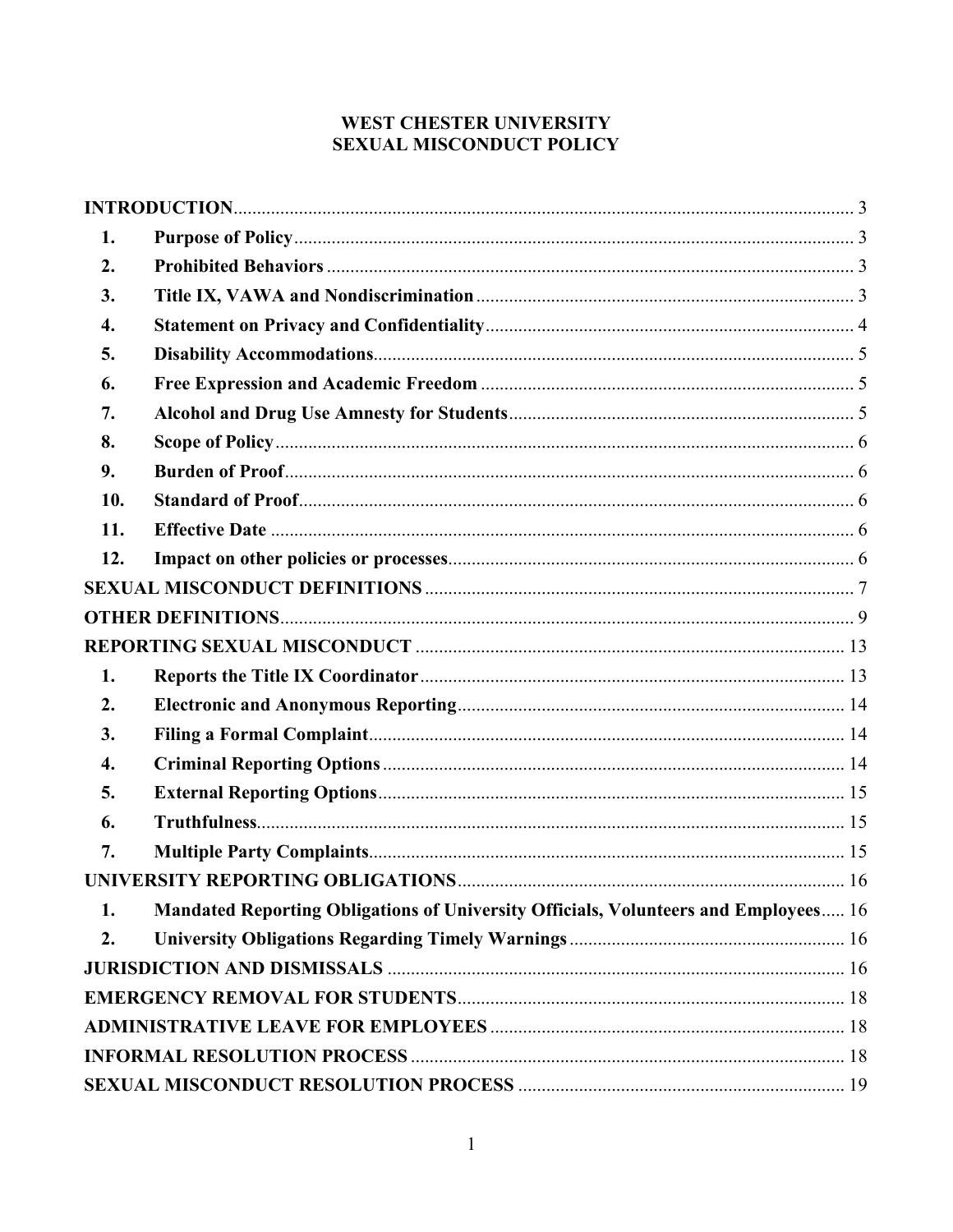# WEST CHESTER UNIVERSITY
# SEXUAL MISCONDUCT POLICY

**INTRODUCTION** ........ 3

1. **Purpose of Policy** ........ 3
2. **Prohibited Behaviors** ........ 3
3. **Title IX, VAWA and Nondiscrimination** ........ 3
4. **Statement on Privacy and Confidentiality** ........ 4
5. **Disability Accommodations** ........ 5
6. **Free Expression and Academic Freedom** ........ 5
7. **Alcohol and Drug Use Amnesty for Students** ........ 5
8. **Scope of Policy** ........ 6
9. **Burden of Proof** ........ 6
10. **Standard of Proof** ........ 6
11. **Effective Date** ........ 6
12. **Impact on other policies or processes** ........ 6

**SEXUAL MISCONDUCT DEFINITIONS** ........ 7

**OTHER DEFINITIONS** ........ 9

**REPORTING SEXUAL MISCONDUCT** ........ 13

1. **Reports the Title IX Coordinator** ........ 13
2. **Electronic and Anonymous Reporting** ........ 14
3. **Filing a Formal Complaint** ........ 14
4. **Criminal Reporting Options** ........ 14
5. **External Reporting Options** ........ 15
6. **Truthfulness** ........ 15
7. **Multiple Party Complaints** ........ 15

**UNIVERSITY REPORTING OBLIGATIONS** ........ 16

1. **Mandated Reporting Obligations of University Officials, Volunteers and Employees** ........ 16
2. **University Obligations Regarding Timely Warnings** ........ 16

**JURISDICTION AND DISMISSALS** ........ 16

**EMERGENCY REMOVAL FOR STUDENTS** ........ 18

**ADMINISTRATIVE LEAVE FOR EMPLOYEES** ........ 18

**INFORMAL RESOLUTION PROCESS** ........ 18

**SEXUAL MISCONDUCT RESOLUTION PROCESS** ........ 19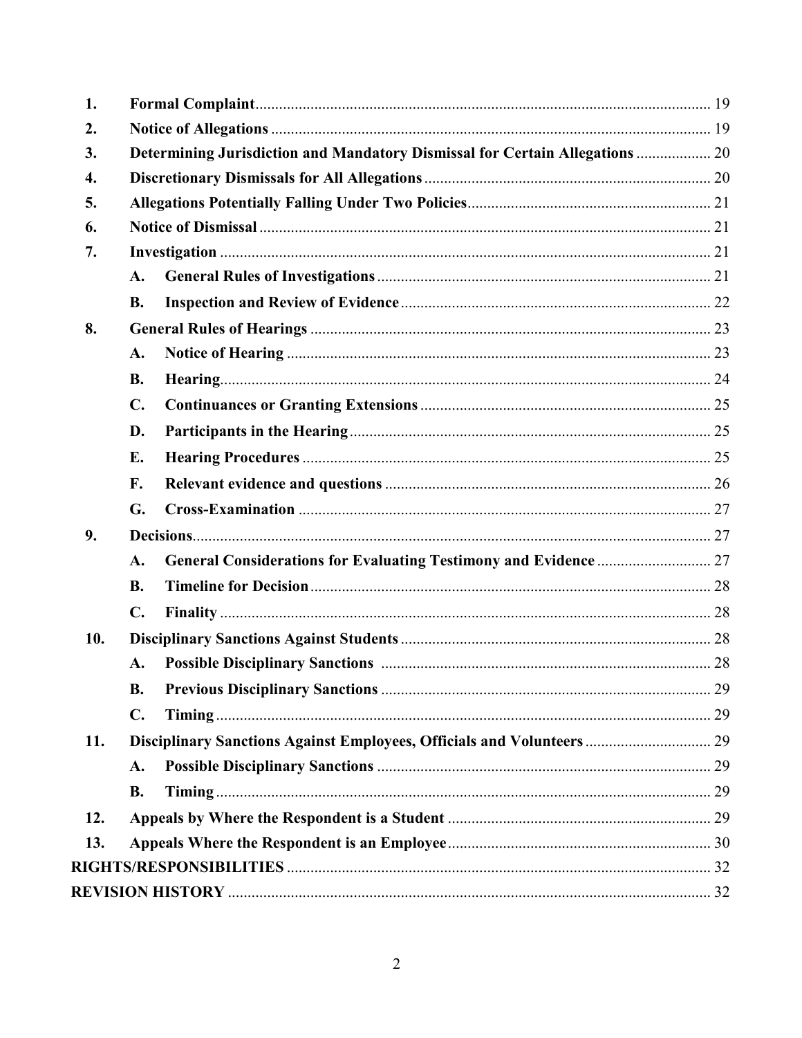1. **Formal Complaint** ... 19
2. **Notice of Allegations** ... 19
3. **Determining Jurisdiction and Mandatory Dismissal for Certain Allegations** ... 20
4. **Discretionary Dismissals for All Allegations** ... 20
5. **Allegations Potentially Falling Under Two Policies** ... 21
6. **Notice of Dismissal** ... 21
7. **Investigation** ... 21
   - A. **General Rules of Investigations** ... 21
   - B. **Inspection and Review of Evidence** ... 22
8. **General Rules of Hearings** ... 23
   - A. **Notice of Hearing** ... 23
   - B. **Hearing** ... 24
   - C. **Continuances or Granting Extensions** ... 25
   - D. **Participants in the Hearing** ... 25
   - E. **Hearing Procedures** ... 25
   - F. **Relevant evidence and questions** ... 26
   - G. **Cross-Examination** ... 27
9. **Decisions** ... 27
   - A. **General Considerations for Evaluating Testimony and Evidence** ... 27
   - B. **Timeline for Decision** ... 28
   - C. **Finality** ... 28
10. **Disciplinary Sanctions Against Students** ... 28
    - A. **Possible Disciplinary Sanctions** ... 28
    - B. **Previous Disciplinary Sanctions** ... 29
    - C. **Timing** ... 29
11. **Disciplinary Sanctions Against Employees, Officials and Volunteers** ... 29
    - A. **Possible Disciplinary Sanctions** ... 29
    - B. **Timing** ... 29
12. **Appeals by Where the Respondent is a Student** ... 29
13. **Appeals Where the Respondent is an Employee** ... 30

**RIGHTS/RESPONSIBILITIES** ... 32

**REVISION HISTORY** ... 32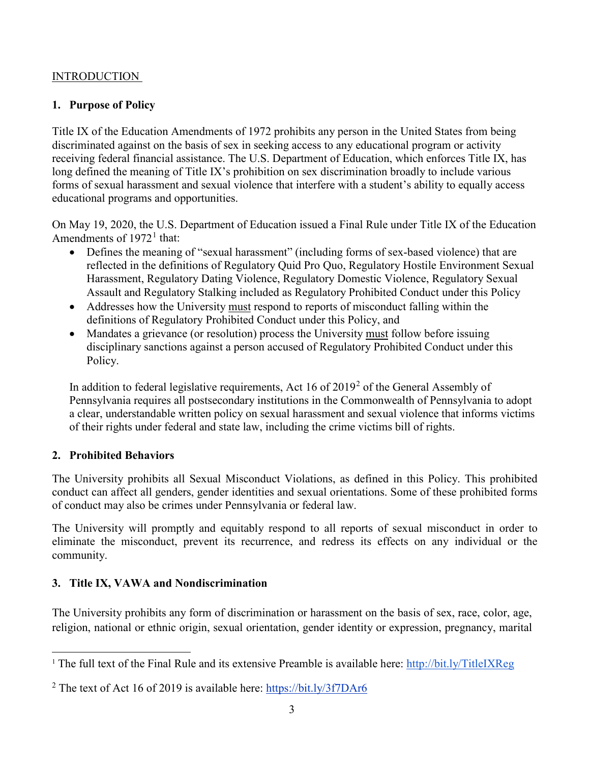## INTRODUCTION

### 1. Purpose of Policy

Title IX of the Education Amendments of 1972 prohibits any person in the United States from being discriminated against on the basis of sex in seeking access to any educational program or activity receiving federal financial assistance. The U.S. Department of Education, which enforces Title IX, has long defined the meaning of Title IX's prohibition on sex discrimination broadly to include various forms of sexual harassment and sexual violence that interfere with a student's ability to equally access educational programs and opportunities.

On May 19, 2020, the U.S. Department of Education issued a Final Rule under Title IX of the Education Amendments of 1972[1] that:

- Defines the meaning of "sexual harassment" (including forms of sex-based violence) that are reflected in the definitions of Regulatory Quid Pro Quo, Regulatory Hostile Environment Sexual Harassment, Regulatory Dating Violence, Regulatory Domestic Violence, Regulatory Sexual Assault and Regulatory Stalking included as Regulatory Prohibited Conduct under this Policy
- Addresses how the University must respond to reports of misconduct falling within the definitions of Regulatory Prohibited Conduct under this Policy, and
- Mandates a grievance (or resolution) process the University must follow before issuing disciplinary sanctions against a person accused of Regulatory Prohibited Conduct under this Policy.

In addition to federal legislative requirements, Act 16 of 2019[2] of the General Assembly of Pennsylvania requires all postsecondary institutions in the Commonwealth of Pennsylvania to adopt a clear, understandable written policy on sexual harassment and sexual violence that informs victims of their rights under federal and state law, including the crime victims bill of rights.

### 2. Prohibited Behaviors

The University prohibits all Sexual Misconduct Violations, as defined in this Policy. This prohibited conduct can affect all genders, gender identities and sexual orientations. Some of these prohibited forms of conduct may also be crimes under Pennsylvania or federal law.

The University will promptly and equitably respond to all reports of sexual misconduct in order to eliminate the misconduct, prevent its recurrence, and redress its effects on any individual or the community.

### 3. Title IX, VAWA and Nondiscrimination

The University prohibits any form of discrimination or harassment on the basis of sex, race, color, age, religion, national or ethnic origin, sexual orientation, gender identity or expression, pregnancy, marital

---

[1] The full text of the Final Rule and its extensive Preamble is available here: http://bit.ly/TitleIXReg

[2] The text of Act 16 of 2019 is available here: https://bit.ly/3f7DAr6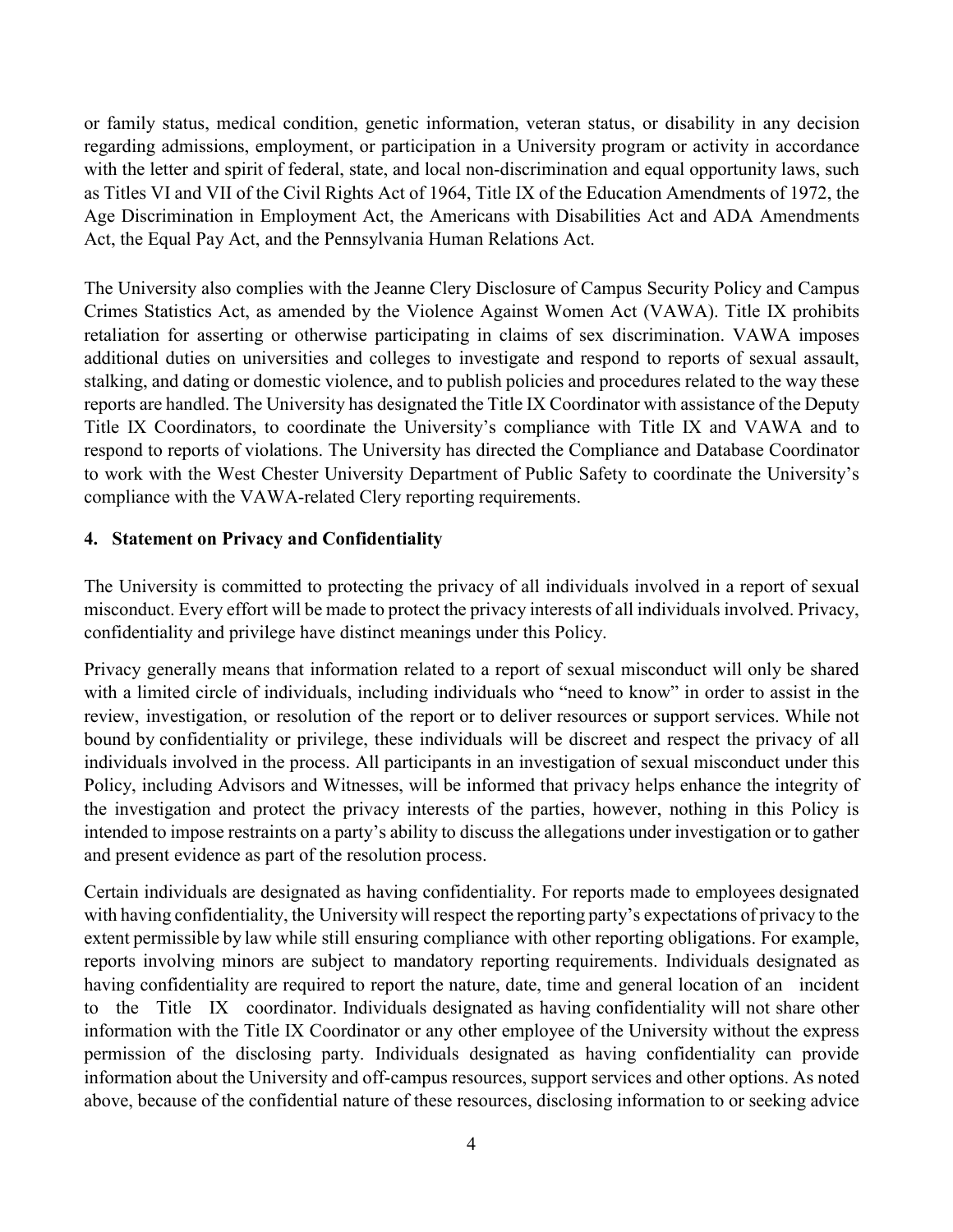or family status, medical condition, genetic information, veteran status, or disability in any decision regarding admissions, employment, or participation in a University program or activity in accordance with the letter and spirit of federal, state, and local non-discrimination and equal opportunity laws, such as Titles VI and VII of the Civil Rights Act of 1964, Title IX of the Education Amendments of 1972, the Age Discrimination in Employment Act, the Americans with Disabilities Act and ADA Amendments Act, the Equal Pay Act, and the Pennsylvania Human Relations Act.

The University also complies with the Jeanne Clery Disclosure of Campus Security Policy and Campus Crimes Statistics Act, as amended by the Violence Against Women Act (VAWA). Title IX prohibits retaliation for asserting or otherwise participating in claims of sex discrimination. VAWA imposes additional duties on universities and colleges to investigate and respond to reports of sexual assault, stalking, and dating or domestic violence, and to publish policies and procedures related to the way these reports are handled. The University has designated the Title IX Coordinator with assistance of the Deputy Title IX Coordinators, to coordinate the University's compliance with Title IX and VAWA and to respond to reports of violations. The University has directed the Compliance and Database Coordinator to work with the West Chester University Department of Public Safety to coordinate the University's compliance with the VAWA-related Clery reporting requirements.

## 4. Statement on Privacy and Confidentiality

The University is committed to protecting the privacy of all individuals involved in a report of sexual misconduct. Every effort will be made to protect the privacy interests of all individuals involved. Privacy, confidentiality and privilege have distinct meanings under this Policy.

Privacy generally means that information related to a report of sexual misconduct will only be shared with a limited circle of individuals, including individuals who "need to know" in order to assist in the review, investigation, or resolution of the report or to deliver resources or support services. While not bound by confidentiality or privilege, these individuals will be discreet and respect the privacy of all individuals involved in the process. All participants in an investigation of sexual misconduct under this Policy, including Advisors and Witnesses, will be informed that privacy helps enhance the integrity of the investigation and protect the privacy interests of the parties, however, nothing in this Policy is intended to impose restraints on a party's ability to discuss the allegations under investigation or to gather and present evidence as part of the resolution process.

Certain individuals are designated as having confidentiality. For reports made to employees designated with having confidentiality, the University will respect the reporting party's expectations of privacy to the extent permissible by law while still ensuring compliance with other reporting obligations. For example, reports involving minors are subject to mandatory reporting requirements. Individuals designated as having confidentiality are required to report the nature, date, time and general location of an incident to the Title IX coordinator. Individuals designated as having confidentiality will not share other information with the Title IX Coordinator or any other employee of the University without the express permission of the disclosing party. Individuals designated as having confidentiality can provide information about the University and off-campus resources, support services and other options. As noted above, because of the confidential nature of these resources, disclosing information to or seeking advice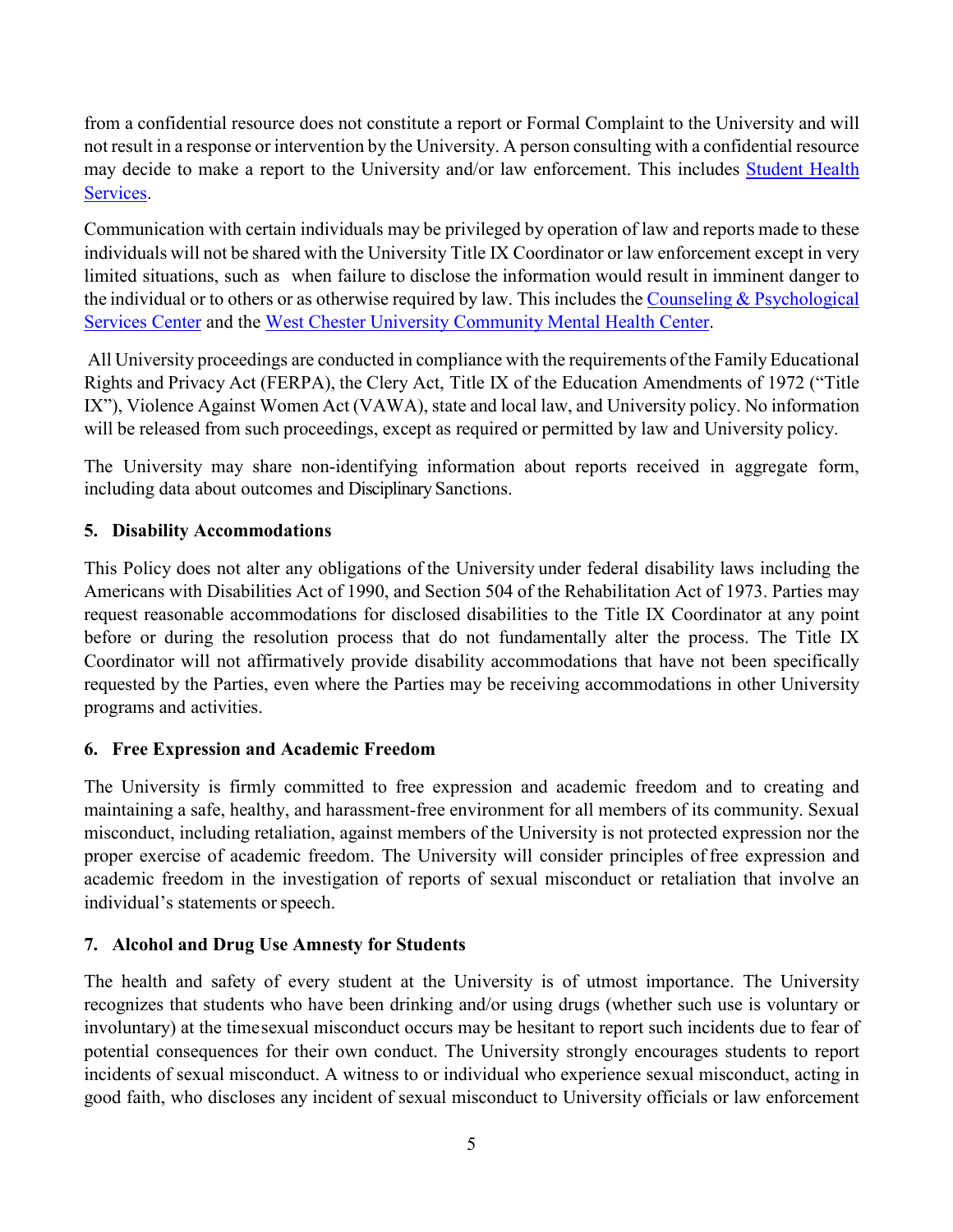from a confidential resource does not constitute a report or Formal Complaint to the University and will not result in a response or intervention by the University. A person consulting with a confidential resource may decide to make a report to the University and/or law enforcement. This includes Student Health Services.

Communication with certain individuals may be privileged by operation of law and reports made to these individuals will not be shared with the University Title IX Coordinator or law enforcement except in very limited situations, such as when failure to disclose the information would result in imminent danger to the individual or to others or as otherwise required by law. This includes the Counseling & Psychological Services Center and the West Chester University Community Mental Health Center.

All University proceedings are conducted in compliance with the requirements of the Family Educational Rights and Privacy Act (FERPA), the Clery Act, Title IX of the Education Amendments of 1972 ("Title IX"), Violence Against Women Act (VAWA), state and local law, and University policy. No information will be released from such proceedings, except as required or permitted by law and University policy.

The University may share non-identifying information about reports received in aggregate form, including data about outcomes and Disciplinary Sanctions.

### 5. Disability Accommodations

This Policy does not alter any obligations of the University under federal disability laws including the Americans with Disabilities Act of 1990, and Section 504 of the Rehabilitation Act of 1973. Parties may request reasonable accommodations for disclosed disabilities to the Title IX Coordinator at any point before or during the resolution process that do not fundamentally alter the process. The Title IX Coordinator will not affirmatively provide disability accommodations that have not been specifically requested by the Parties, even where the Parties may be receiving accommodations in other University programs and activities.

### 6. Free Expression and Academic Freedom

The University is firmly committed to free expression and academic freedom and to creating and maintaining a safe, healthy, and harassment-free environment for all members of its community. Sexual misconduct, including retaliation, against members of the University is not protected expression nor the proper exercise of academic freedom. The University will consider principles of free expression and academic freedom in the investigation of reports of sexual misconduct or retaliation that involve an individual's statements or speech.

### 7. Alcohol and Drug Use Amnesty for Students

The health and safety of every student at the University is of utmost importance. The University recognizes that students who have been drinking and/or using drugs (whether such use is voluntary or involuntary) at the time sexual misconduct occurs may be hesitant to report such incidents due to fear of potential consequences for their own conduct. The University strongly encourages students to report incidents of sexual misconduct. A witness to or individual who experience sexual misconduct, acting in good faith, who discloses any incident of sexual misconduct to University officials or law enforcement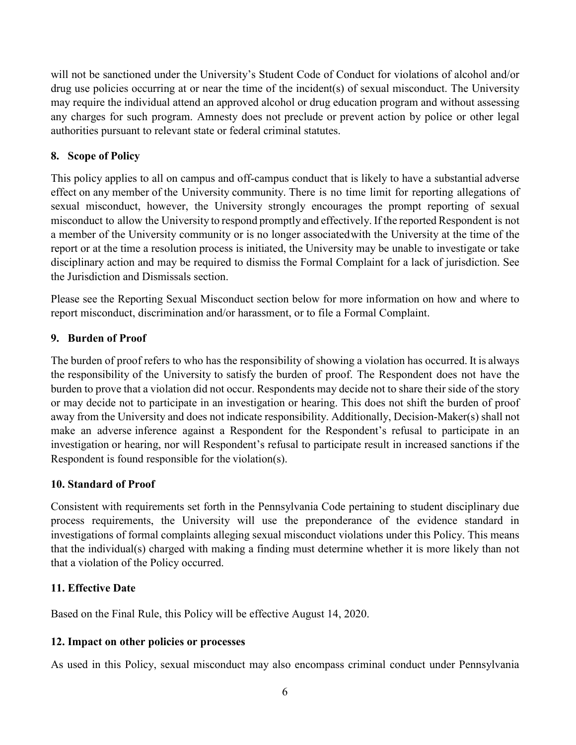will not be sanctioned under the University's Student Code of Conduct for violations of alcohol and/or drug use policies occurring at or near the time of the incident(s) of sexual misconduct. The University may require the individual attend an approved alcohol or drug education program and without assessing any charges for such program. Amnesty does not preclude or prevent action by police or other legal authorities pursuant to relevant state or federal criminal statutes.

### 8. Scope of Policy

This policy applies to all on campus and off-campus conduct that is likely to have a substantial adverse effect on any member of the University community. There is no time limit for reporting allegations of sexual misconduct, however, the University strongly encourages the prompt reporting of sexual misconduct to allow the University to respond promptly and effectively. If the reported Respondent is not a member of the University community or is no longer associated with the University at the time of the report or at the time a resolution process is initiated, the University may be unable to investigate or take disciplinary action and may be required to dismiss the Formal Complaint for a lack of jurisdiction. See the Jurisdiction and Dismissals section.

Please see the Reporting Sexual Misconduct section below for more information on how and where to report misconduct, discrimination and/or harassment, or to file a Formal Complaint.

### 9. Burden of Proof

The burden of proof refers to who has the responsibility of showing a violation has occurred. It is always the responsibility of the University to satisfy the burden of proof. The Respondent does not have the burden to prove that a violation did not occur. Respondents may decide not to share their side of the story or may decide not to participate in an investigation or hearing. This does not shift the burden of proof away from the University and does not indicate responsibility. Additionally, Decision-Maker(s) shall not make an adverse inference against a Respondent for the Respondent's refusal to participate in an investigation or hearing, nor will Respondent's refusal to participate result in increased sanctions if the Respondent is found responsible for the violation(s).

### 10. Standard of Proof

Consistent with requirements set forth in the Pennsylvania Code pertaining to student disciplinary due process requirements, the University will use the preponderance of the evidence standard in investigations of formal complaints alleging sexual misconduct violations under this Policy. This means that the individual(s) charged with making a finding must determine whether it is more likely than not that a violation of the Policy occurred.

### 11. Effective Date

Based on the Final Rule, this Policy will be effective August 14, 2020.

### 12. Impact on other policies or processes

As used in this Policy, sexual misconduct may also encompass criminal conduct under Pennsylvania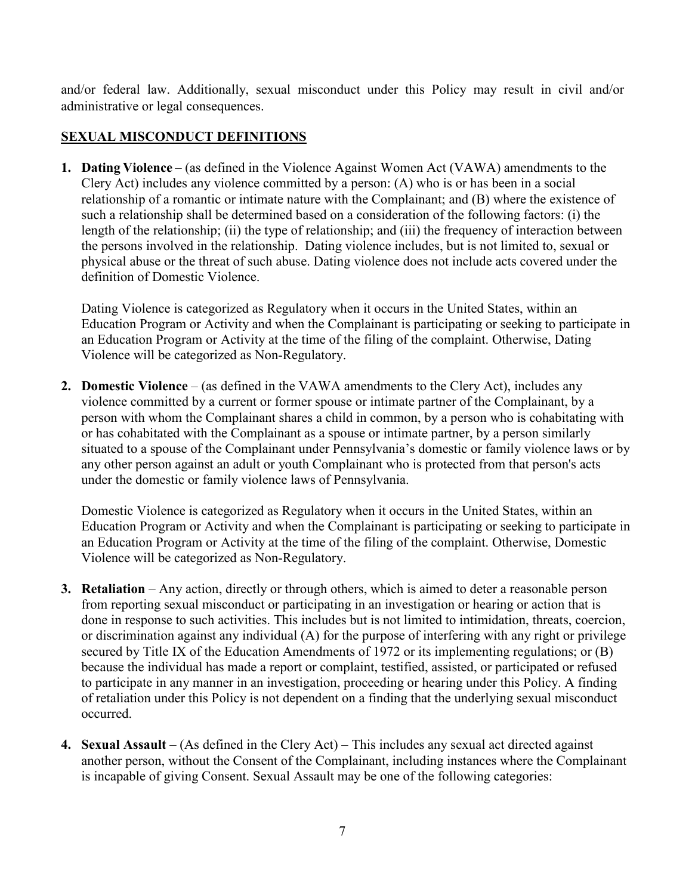and/or federal law. Additionally, sexual misconduct under this Policy may result in civil and/or administrative or legal consequences.

## SEXUAL MISCONDUCT DEFINITIONS

1. **Dating Violence** – (as defined in the Violence Against Women Act (VAWA) amendments to the Clery Act) includes any violence committed by a person: (A) who is or has been in a social relationship of a romantic or intimate nature with the Complainant; and (B) where the existence of such a relationship shall be determined based on a consideration of the following factors: (i) the length of the relationship; (ii) the type of relationship; and (iii) the frequency of interaction between the persons involved in the relationship. Dating violence includes, but is not limited to, sexual or physical abuse or the threat of such abuse. Dating violence does not include acts covered under the definition of Domestic Violence.

   Dating Violence is categorized as Regulatory when it occurs in the United States, within an Education Program or Activity and when the Complainant is participating or seeking to participate in an Education Program or Activity at the time of the filing of the complaint. Otherwise, Dating Violence will be categorized as Non-Regulatory.

2. **Domestic Violence** – (as defined in the VAWA amendments to the Clery Act), includes any violence committed by a current or former spouse or intimate partner of the Complainant, by a person with whom the Complainant shares a child in common, by a person who is cohabitating with or has cohabitated with the Complainant as a spouse or intimate partner, by a person similarly situated to a spouse of the Complainant under Pennsylvania's domestic or family violence laws or by any other person against an adult or youth Complainant who is protected from that person's acts under the domestic or family violence laws of Pennsylvania.

   Domestic Violence is categorized as Regulatory when it occurs in the United States, within an Education Program or Activity and when the Complainant is participating or seeking to participate in an Education Program or Activity at the time of the filing of the complaint. Otherwise, Domestic Violence will be categorized as Non-Regulatory.

3. **Retaliation** – Any action, directly or through others, which is aimed to deter a reasonable person from reporting sexual misconduct or participating in an investigation or hearing or action that is done in response to such activities. This includes but is not limited to intimidation, threats, coercion, or discrimination against any individual (A) for the purpose of interfering with any right or privilege secured by Title IX of the Education Amendments of 1972 or its implementing regulations; or (B) because the individual has made a report or complaint, testified, assisted, or participated or refused to participate in any manner in an investigation, proceeding or hearing under this Policy. A finding of retaliation under this Policy is not dependent on a finding that the underlying sexual misconduct occurred.

4. **Sexual Assault** – (As defined in the Clery Act) – This includes any sexual act directed against another person, without the Consent of the Complainant, including instances where the Complainant is incapable of giving Consent. Sexual Assault may be one of the following categories: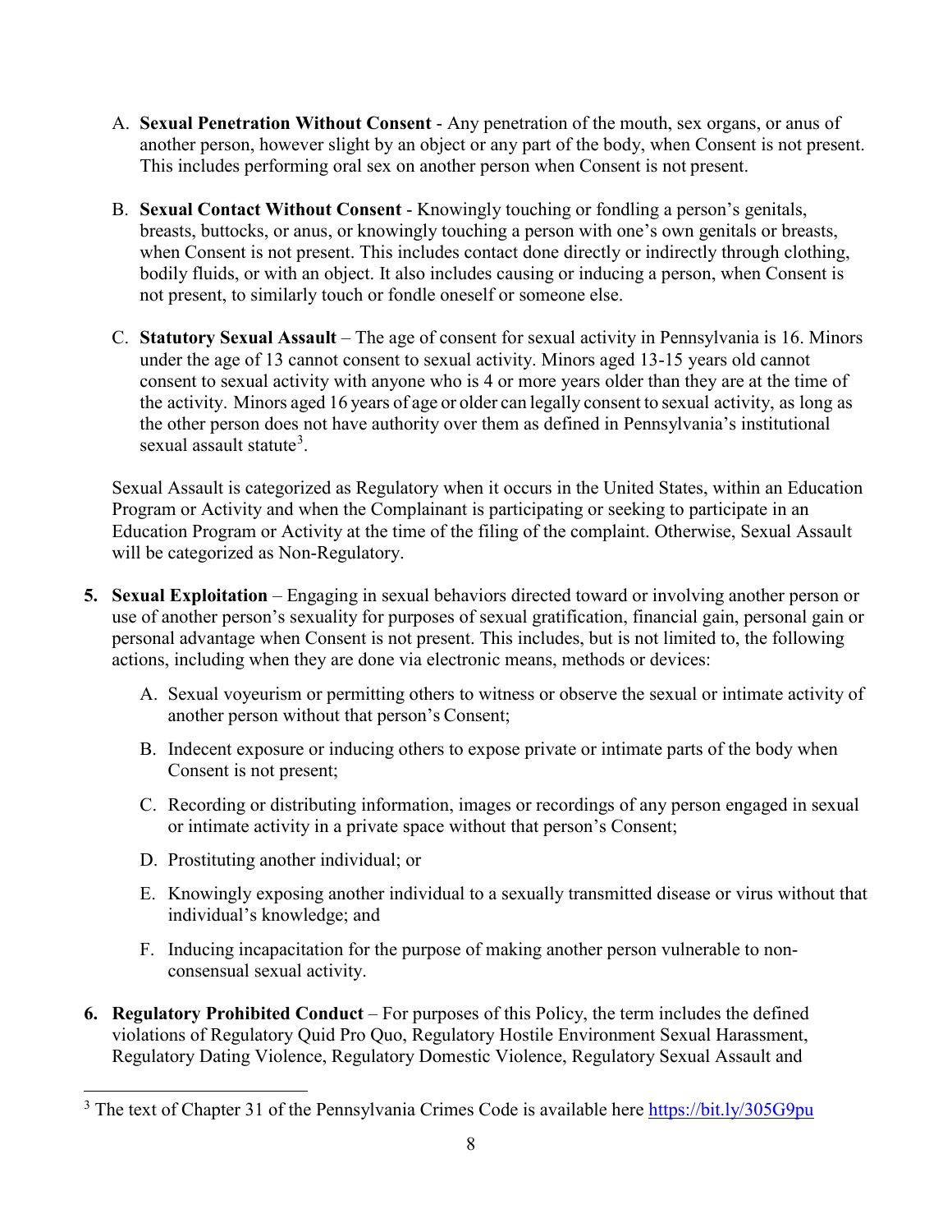A. **Sexual Penetration Without Consent** - Any penetration of the mouth, sex organs, or anus of another person, however slight by an object or any part of the body, when Consent is not present. This includes performing oral sex on another person when Consent is not present.

B. **Sexual Contact Without Consent** - Knowingly touching or fondling a person's genitals, breasts, buttocks, or anus, or knowingly touching a person with one's own genitals or breasts, when Consent is not present. This includes contact done directly or indirectly through clothing, bodily fluids, or with an object. It also includes causing or inducing a person, when Consent is not present, to similarly touch or fondle oneself or someone else.

C. **Statutory Sexual Assault** – The age of consent for sexual activity in Pennsylvania is 16. Minors under the age of 13 cannot consent to sexual activity. Minors aged 13-15 years old cannot consent to sexual activity with anyone who is 4 or more years older than they are at the time of the activity. Minors aged 16 years of age or older can legally consent to sexual activity, as long as the other person does not have authority over them as defined in Pennsylvania's institutional sexual assault statute[3].

Sexual Assault is categorized as Regulatory when it occurs in the United States, within an Education Program or Activity and when the Complainant is participating or seeking to participate in an Education Program or Activity at the time of the filing of the complaint. Otherwise, Sexual Assault will be categorized as Non-Regulatory.

5. **Sexual Exploitation** – Engaging in sexual behaviors directed toward or involving another person or use of another person's sexuality for purposes of sexual gratification, financial gain, personal gain or personal advantage when Consent is not present. This includes, but is not limited to, the following actions, including when they are done via electronic means, methods or devices:

   A. Sexual voyeurism or permitting others to witness or observe the sexual or intimate activity of another person without that person's Consent;

   B. Indecent exposure or inducing others to expose private or intimate parts of the body when Consent is not present;

   C. Recording or distributing information, images or recordings of any person engaged in sexual or intimate activity in a private space without that person's Consent;

   D. Prostituting another individual; or

   E. Knowingly exposing another individual to a sexually transmitted disease or virus without that individual's knowledge; and

   F. Inducing incapacitation for the purpose of making another person vulnerable to non-consensual sexual activity.

6. **Regulatory Prohibited Conduct** – For purposes of this Policy, the term includes the defined violations of Regulatory Quid Pro Quo, Regulatory Hostile Environment Sexual Harassment, Regulatory Dating Violence, Regulatory Domestic Violence, Regulatory Sexual Assault and

---

[3] The text of Chapter 31 of the Pennsylvania Crimes Code is available here https://bit.ly/305G9pu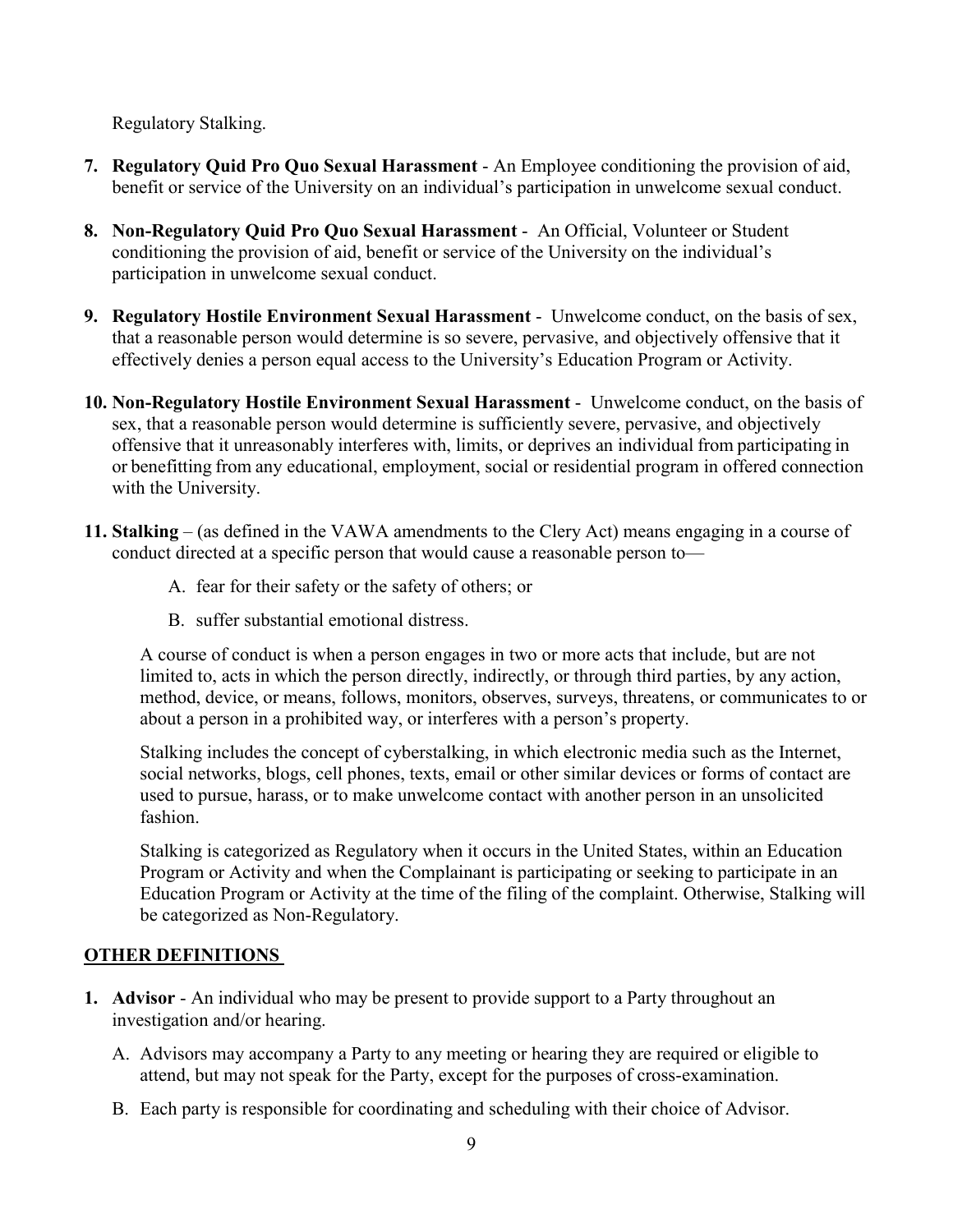Regulatory Stalking.

7. **Regulatory Quid Pro Quo Sexual Harassment** - An Employee conditioning the provision of aid, benefit or service of the University on an individual's participation in unwelcome sexual conduct.

8. **Non-Regulatory Quid Pro Quo Sexual Harassment** - An Official, Volunteer or Student conditioning the provision of aid, benefit or service of the University on the individual's participation in unwelcome sexual conduct.

9. **Regulatory Hostile Environment Sexual Harassment** - Unwelcome conduct, on the basis of sex, that a reasonable person would determine is so severe, pervasive, and objectively offensive that it effectively denies a person equal access to the University's Education Program or Activity.

10. **Non-Regulatory Hostile Environment Sexual Harassment** - Unwelcome conduct, on the basis of sex, that a reasonable person would determine is sufficiently severe, pervasive, and objectively offensive that it unreasonably interferes with, limits, or deprives an individual from participating in or benefitting from any educational, employment, social or residential program in offered connection with the University.

11. **Stalking** – (as defined in the VAWA amendments to the Clery Act) means engaging in a course of conduct directed at a specific person that would cause a reasonable person to—

    A. fear for their safety or the safety of others; or

    B. suffer substantial emotional distress.

    A course of conduct is when a person engages in two or more acts that include, but are not limited to, acts in which the person directly, indirectly, or through third parties, by any action, method, device, or means, follows, monitors, observes, surveys, threatens, or communicates to or about a person in a prohibited way, or interferes with a person's property.

    Stalking includes the concept of cyberstalking, in which electronic media such as the Internet, social networks, blogs, cell phones, texts, email or other similar devices or forms of contact are used to pursue, harass, or to make unwelcome contact with another person in an unsolicited fashion.

    Stalking is categorized as Regulatory when it occurs in the United States, within an Education Program or Activity and when the Complainant is participating or seeking to participate in an Education Program or Activity at the time of the filing of the complaint. Otherwise, Stalking will be categorized as Non-Regulatory.

## OTHER DEFINITIONS

1. **Advisor** - An individual who may be present to provide support to a Party throughout an investigation and/or hearing.

    A. Advisors may accompany a Party to any meeting or hearing they are required or eligible to attend, but may not speak for the Party, except for the purposes of cross-examination.

    B. Each party is responsible for coordinating and scheduling with their choice of Advisor.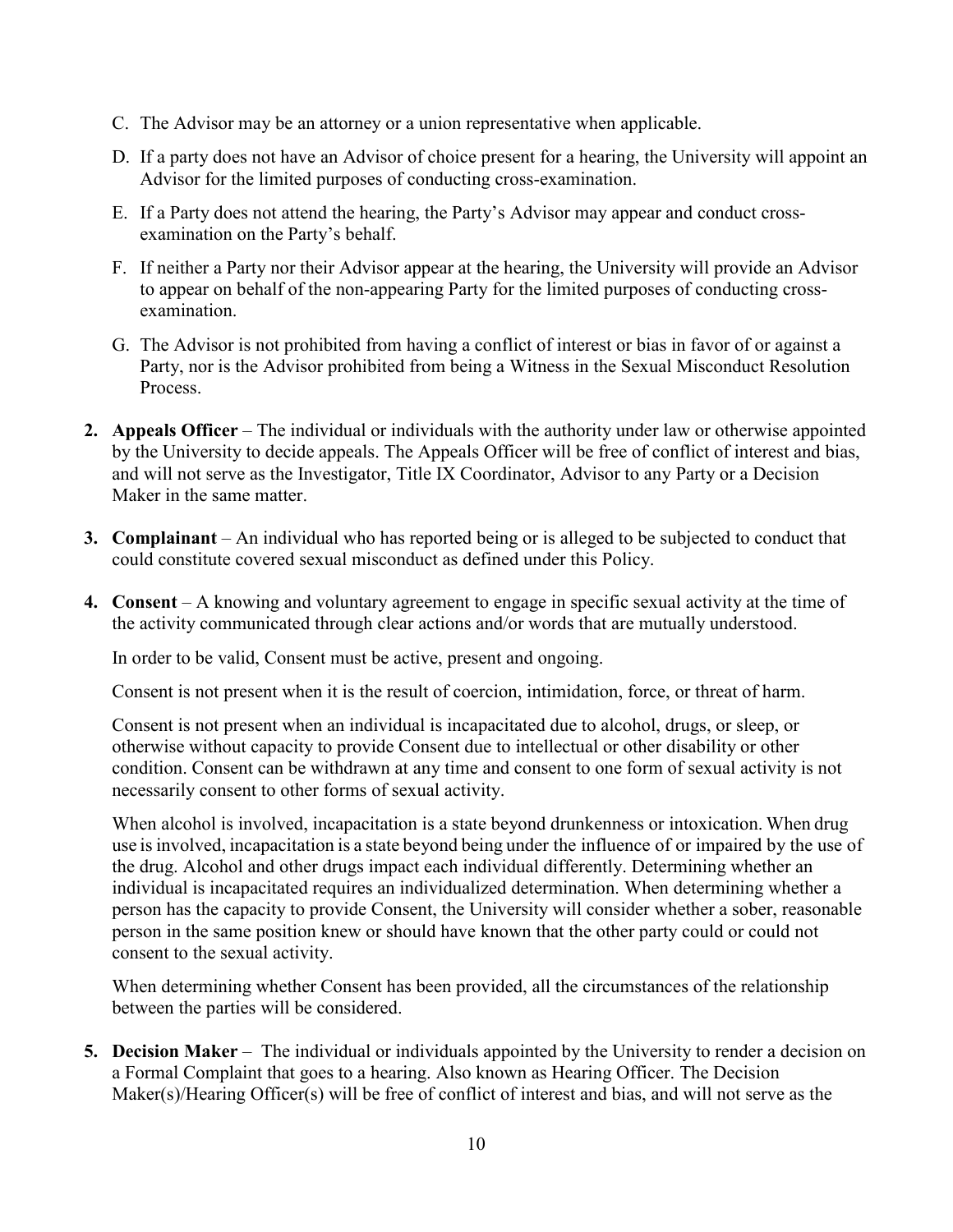C. The Advisor may be an attorney or a union representative when applicable.

D. If a party does not have an Advisor of choice present for a hearing, the University will appoint an Advisor for the limited purposes of conducting cross-examination.

E. If a Party does not attend the hearing, the Party's Advisor may appear and conduct cross-examination on the Party's behalf.

F. If neither a Party nor their Advisor appear at the hearing, the University will provide an Advisor to appear on behalf of the non-appearing Party for the limited purposes of conducting cross-examination.

G. The Advisor is not prohibited from having a conflict of interest or bias in favor of or against a Party, nor is the Advisor prohibited from being a Witness in the Sexual Misconduct Resolution Process.

**2. Appeals Officer** – The individual or individuals with the authority under law or otherwise appointed by the University to decide appeals. The Appeals Officer will be free of conflict of interest and bias, and will not serve as the Investigator, Title IX Coordinator, Advisor to any Party or a Decision Maker in the same matter.

**3. Complainant** – An individual who has reported being or is alleged to be subjected to conduct that could constitute covered sexual misconduct as defined under this Policy.

**4. Consent** – A knowing and voluntary agreement to engage in specific sexual activity at the time of the activity communicated through clear actions and/or words that are mutually understood.

In order to be valid, Consent must be active, present and ongoing.

Consent is not present when it is the result of coercion, intimidation, force, or threat of harm.

Consent is not present when an individual is incapacitated due to alcohol, drugs, or sleep, or otherwise without capacity to provide Consent due to intellectual or other disability or other condition. Consent can be withdrawn at any time and consent to one form of sexual activity is not necessarily consent to other forms of sexual activity.

When alcohol is involved, incapacitation is a state beyond drunkenness or intoxication. When drug use is involved, incapacitation is a state beyond being under the influence of or impaired by the use of the drug. Alcohol and other drugs impact each individual differently. Determining whether an individual is incapacitated requires an individualized determination. When determining whether a person has the capacity to provide Consent, the University will consider whether a sober, reasonable person in the same position knew or should have known that the other party could or could not consent to the sexual activity.

When determining whether Consent has been provided, all the circumstances of the relationship between the parties will be considered.

**5. Decision Maker** – The individual or individuals appointed by the University to render a decision on a Formal Complaint that goes to a hearing. Also known as Hearing Officer. The Decision Maker(s)/Hearing Officer(s) will be free of conflict of interest and bias, and will not serve as the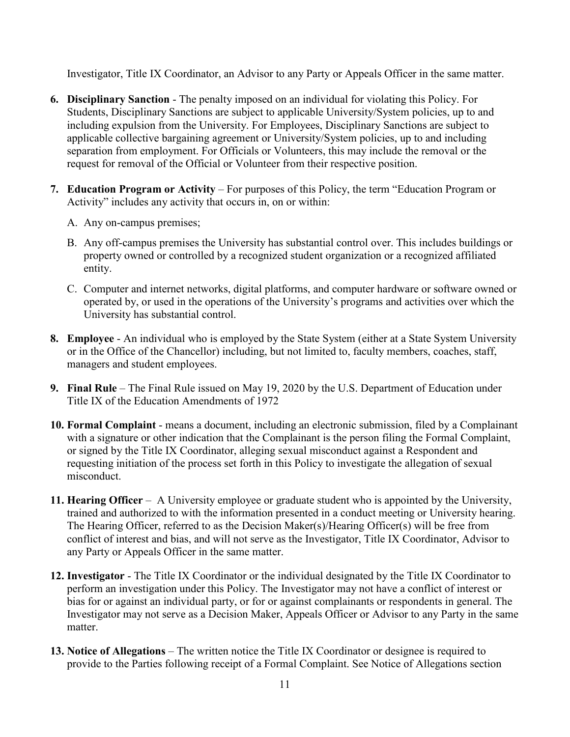Investigator, Title IX Coordinator, an Advisor to any Party or Appeals Officer in the same matter.

6. **Disciplinary Sanction** - The penalty imposed on an individual for violating this Policy. For Students, Disciplinary Sanctions are subject to applicable University/System policies, up to and including expulsion from the University. For Employees, Disciplinary Sanctions are subject to applicable collective bargaining agreement or University/System policies, up to and including separation from employment. For Officials or Volunteers, this may include the removal or the request for removal of the Official or Volunteer from their respective position.

7. **Education Program or Activity** – For purposes of this Policy, the term "Education Program or Activity" includes any activity that occurs in, on or within:

   A. Any on-campus premises;

   B. Any off-campus premises the University has substantial control over. This includes buildings or property owned or controlled by a recognized student organization or a recognized affiliated entity.

   C. Computer and internet networks, digital platforms, and computer hardware or software owned or operated by, or used in the operations of the University's programs and activities over which the University has substantial control.

8. **Employee** - An individual who is employed by the State System (either at a State System University or in the Office of the Chancellor) including, but not limited to, faculty members, coaches, staff, managers and student employees.

9. **Final Rule** – The Final Rule issued on May 19, 2020 by the U.S. Department of Education under Title IX of the Education Amendments of 1972

10. **Formal Complaint** - means a document, including an electronic submission, filed by a Complainant with a signature or other indication that the Complainant is the person filing the Formal Complaint, or signed by the Title IX Coordinator, alleging sexual misconduct against a Respondent and requesting initiation of the process set forth in this Policy to investigate the allegation of sexual misconduct.

11. **Hearing Officer** – A University employee or graduate student who is appointed by the University, trained and authorized to with the information presented in a conduct meeting or University hearing. The Hearing Officer, referred to as the Decision Maker(s)/Hearing Officer(s) will be free from conflict of interest and bias, and will not serve as the Investigator, Title IX Coordinator, Advisor to any Party or Appeals Officer in the same matter.

12. **Investigator** - The Title IX Coordinator or the individual designated by the Title IX Coordinator to perform an investigation under this Policy. The Investigator may not have a conflict of interest or bias for or against an individual party, or for or against complainants or respondents in general. The Investigator may not serve as a Decision Maker, Appeals Officer or Advisor to any Party in the same matter.

13. **Notice of Allegations** – The written notice the Title IX Coordinator or designee is required to provide to the Parties following receipt of a Formal Complaint. See Notice of Allegations section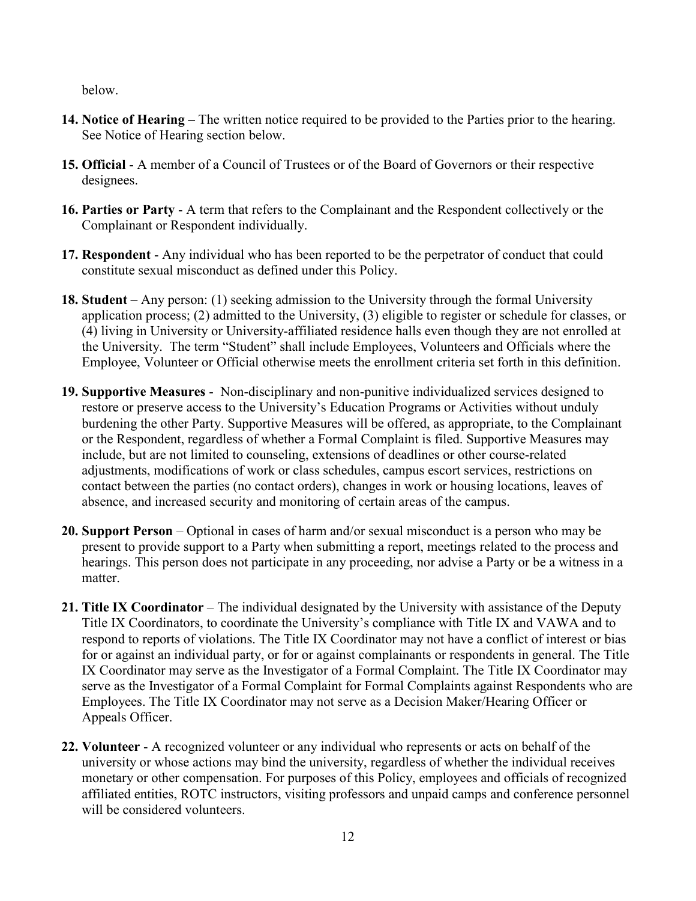below.

14. **Notice of Hearing** – The written notice required to be provided to the Parties prior to the hearing. See Notice of Hearing section below.

15. **Official** - A member of a Council of Trustees or of the Board of Governors or their respective designees.

16. **Parties or Party** - A term that refers to the Complainant and the Respondent collectively or the Complainant or Respondent individually.

17. **Respondent** - Any individual who has been reported to be the perpetrator of conduct that could constitute sexual misconduct as defined under this Policy.

18. **Student** – Any person: (1) seeking admission to the University through the formal University application process; (2) admitted to the University, (3) eligible to register or schedule for classes, or (4) living in University or University-affiliated residence halls even though they are not enrolled at the University. The term "Student" shall include Employees, Volunteers and Officials where the Employee, Volunteer or Official otherwise meets the enrollment criteria set forth in this definition.

19. **Supportive Measures** - Non-disciplinary and non-punitive individualized services designed to restore or preserve access to the University's Education Programs or Activities without unduly burdening the other Party. Supportive Measures will be offered, as appropriate, to the Complainant or the Respondent, regardless of whether a Formal Complaint is filed. Supportive Measures may include, but are not limited to counseling, extensions of deadlines or other course-related adjustments, modifications of work or class schedules, campus escort services, restrictions on contact between the parties (no contact orders), changes in work or housing locations, leaves of absence, and increased security and monitoring of certain areas of the campus.

20. **Support Person** – Optional in cases of harm and/or sexual misconduct is a person who may be present to provide support to a Party when submitting a report, meetings related to the process and hearings. This person does not participate in any proceeding, nor advise a Party or be a witness in a matter.

21. **Title IX Coordinator** – The individual designated by the University with assistance of the Deputy Title IX Coordinators, to coordinate the University's compliance with Title IX and VAWA and to respond to reports of violations. The Title IX Coordinator may not have a conflict of interest or bias for or against an individual party, or for or against complainants or respondents in general. The Title IX Coordinator may serve as the Investigator of a Formal Complaint. The Title IX Coordinator may serve as the Investigator of a Formal Complaint for Formal Complaints against Respondents who are Employees. The Title IX Coordinator may not serve as a Decision Maker/Hearing Officer or Appeals Officer.

22. **Volunteer** - A recognized volunteer or any individual who represents or acts on behalf of the university or whose actions may bind the university, regardless of whether the individual receives monetary or other compensation. For purposes of this Policy, employees and officials of recognized affiliated entities, ROTC instructors, visiting professors and unpaid camps and conference personnel will be considered volunteers.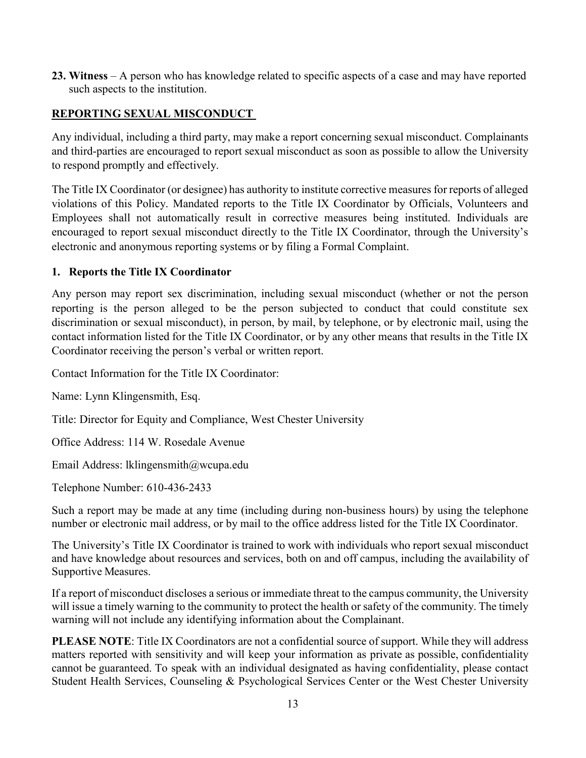**23. Witness** – A person who has knowledge related to specific aspects of a case and may have reported such aspects to the institution.

## REPORTING SEXUAL MISCONDUCT

Any individual, including a third party, may make a report concerning sexual misconduct. Complainants and third-parties are encouraged to report sexual misconduct as soon as possible to allow the University to respond promptly and effectively.

The Title IX Coordinator (or designee) has authority to institute corrective measures for reports of alleged violations of this Policy. Mandated reports to the Title IX Coordinator by Officials, Volunteers and Employees shall not automatically result in corrective measures being instituted. Individuals are encouraged to report sexual misconduct directly to the Title IX Coordinator, through the University's electronic and anonymous reporting systems or by filing a Formal Complaint.

### 1. Reports the Title IX Coordinator

Any person may report sex discrimination, including sexual misconduct (whether or not the person reporting is the person alleged to be the person subjected to conduct that could constitute sex discrimination or sexual misconduct), in person, by mail, by telephone, or by electronic mail, using the contact information listed for the Title IX Coordinator, or by any other means that results in the Title IX Coordinator receiving the person's verbal or written report.

Contact Information for the Title IX Coordinator:

Name: Lynn Klingensmith, Esq.

Title: Director for Equity and Compliance, West Chester University

Office Address: 114 W. Rosedale Avenue

Email Address: lklingensmith@wcupa.edu

Telephone Number: 610-436-2433

Such a report may be made at any time (including during non-business hours) by using the telephone number or electronic mail address, or by mail to the office address listed for the Title IX Coordinator.

The University's Title IX Coordinator is trained to work with individuals who report sexual misconduct and have knowledge about resources and services, both on and off campus, including the availability of Supportive Measures.

If a report of misconduct discloses a serious or immediate threat to the campus community, the University will issue a timely warning to the community to protect the health or safety of the community. The timely warning will not include any identifying information about the Complainant.

**PLEASE NOTE**: Title IX Coordinators are not a confidential source of support. While they will address matters reported with sensitivity and will keep your information as private as possible, confidentiality cannot be guaranteed. To speak with an individual designated as having confidentiality, please contact Student Health Services, Counseling & Psychological Services Center or the West Chester University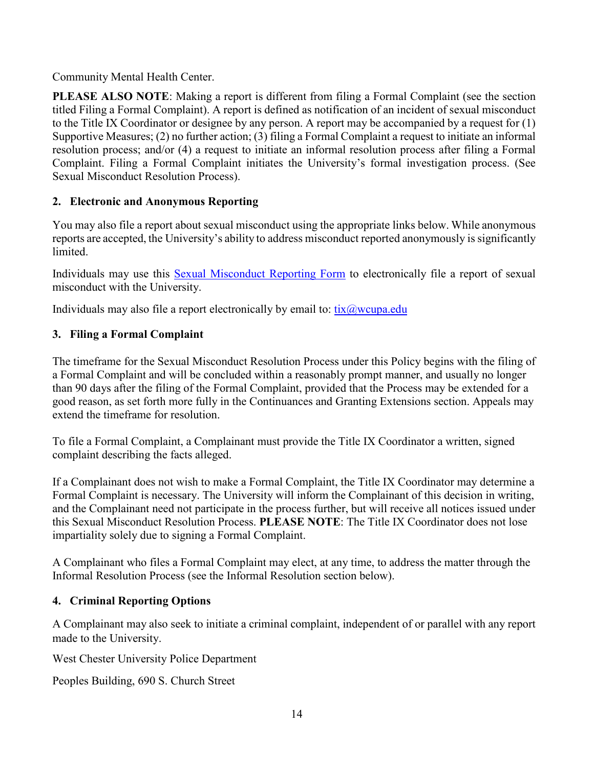Community Mental Health Center.

**PLEASE ALSO NOTE**: Making a report is different from filing a Formal Complaint (see the section titled Filing a Formal Complaint). A report is defined as notification of an incident of sexual misconduct to the Title IX Coordinator or designee by any person. A report may be accompanied by a request for (1) Supportive Measures; (2) no further action; (3) filing a Formal Complaint a request to initiate an informal resolution process; and/or (4) a request to initiate an informal resolution process after filing a Formal Complaint. Filing a Formal Complaint initiates the University's formal investigation process. (See Sexual Misconduct Resolution Process).

### 2. Electronic and Anonymous Reporting

You may also file a report about sexual misconduct using the appropriate links below. While anonymous reports are accepted, the University's ability to address misconduct reported anonymously is significantly limited.

Individuals may use this [Sexual Misconduct Reporting Form]() to electronically file a report of sexual misconduct with the University.

Individuals may also file a report electronically by email to: [tix@wcupa.edu](mailto:tix@wcupa.edu)

### 3. Filing a Formal Complaint

The timeframe for the Sexual Misconduct Resolution Process under this Policy begins with the filing of a Formal Complaint and will be concluded within a reasonably prompt manner, and usually no longer than 90 days after the filing of the Formal Complaint, provided that the Process may be extended for a good reason, as set forth more fully in the Continuances and Granting Extensions section. Appeals may extend the timeframe for resolution.

To file a Formal Complaint, a Complainant must provide the Title IX Coordinator a written, signed complaint describing the facts alleged.

If a Complainant does not wish to make a Formal Complaint, the Title IX Coordinator may determine a Formal Complaint is necessary. The University will inform the Complainant of this decision in writing, and the Complainant need not participate in the process further, but will receive all notices issued under this Sexual Misconduct Resolution Process. **PLEASE NOTE**: The Title IX Coordinator does not lose impartiality solely due to signing a Formal Complaint.

A Complainant who files a Formal Complaint may elect, at any time, to address the matter through the Informal Resolution Process (see the Informal Resolution section below).

### 4. Criminal Reporting Options

A Complainant may also seek to initiate a criminal complaint, independent of or parallel with any report made to the University.

West Chester University Police Department

Peoples Building, 690 S. Church Street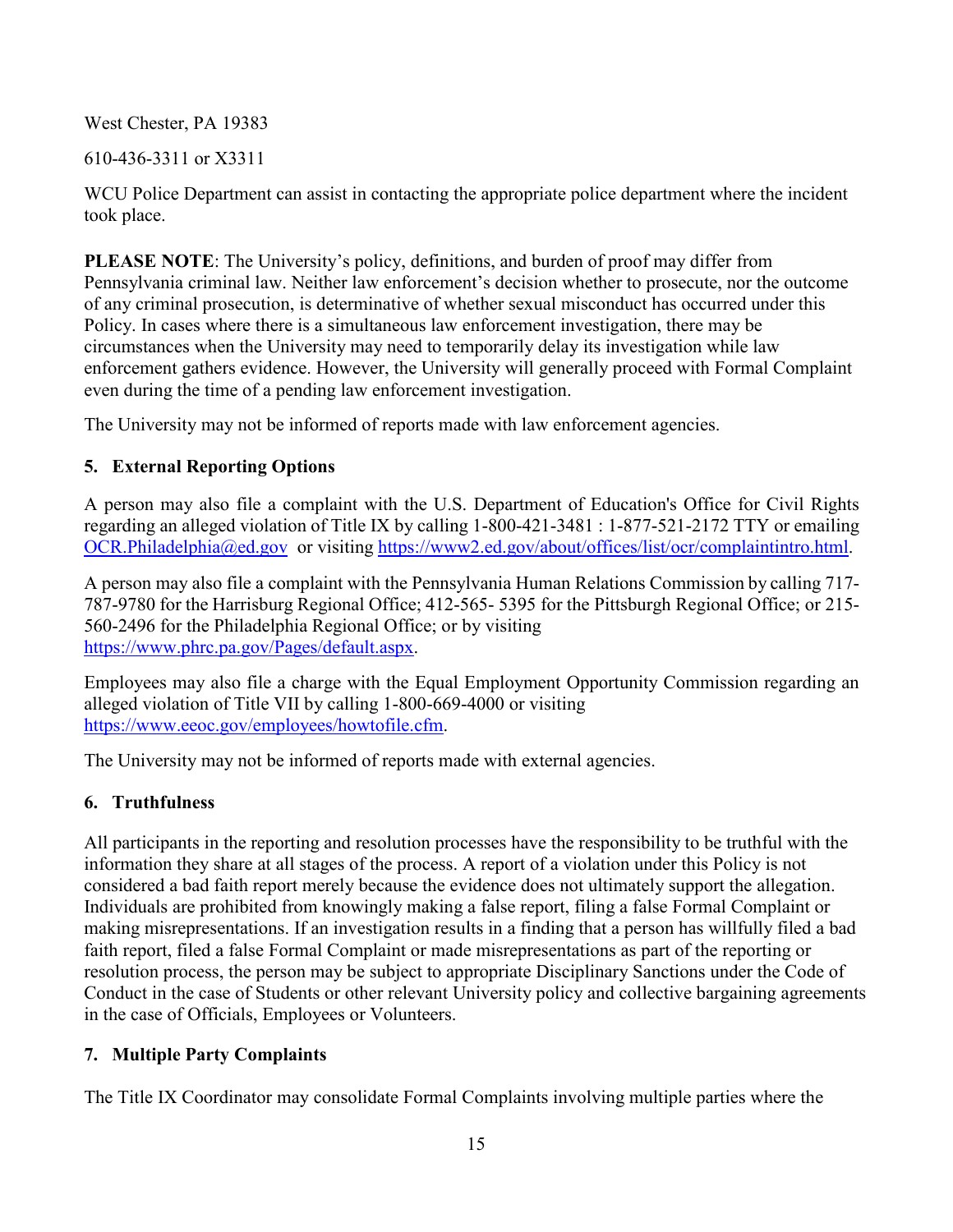West Chester, PA 19383

610-436-3311 or X3311

WCU Police Department can assist in contacting the appropriate police department where the incident took place.

**PLEASE NOTE**: The University's policy, definitions, and burden of proof may differ from Pennsylvania criminal law. Neither law enforcement's decision whether to prosecute, nor the outcome of any criminal prosecution, is determinative of whether sexual misconduct has occurred under this Policy. In cases where there is a simultaneous law enforcement investigation, there may be circumstances when the University may need to temporarily delay its investigation while law enforcement gathers evidence. However, the University will generally proceed with Formal Complaint even during the time of a pending law enforcement investigation.

The University may not be informed of reports made with law enforcement agencies.

### 5. External Reporting Options

A person may also file a complaint with the U.S. Department of Education's Office for Civil Rights regarding an alleged violation of Title IX by calling 1-800-421-3481 : 1-877-521-2172 TTY or emailing [OCR.Philadelphia@ed.gov](mailto:OCR.Philadelphia@ed.gov) or visiting [https://www2.ed.gov/about/offices/list/ocr/complaintintro.html](https://www2.ed.gov/about/offices/list/ocr/complaintintro.html).

A person may also file a complaint with the Pennsylvania Human Relations Commission by calling 717-787-9780 for the Harrisburg Regional Office; 412-565- 5395 for the Pittsburgh Regional Office; or 215-560-2496 for the Philadelphia Regional Office; or by visiting [https://www.phrc.pa.gov/Pages/default.aspx](https://www.phrc.pa.gov/Pages/default.aspx).

Employees may also file a charge with the Equal Employment Opportunity Commission regarding an alleged violation of Title VII by calling 1-800-669-4000 or visiting [https://www.eeoc.gov/employees/howtofile.cfm](https://www.eeoc.gov/employees/howtofile.cfm).

The University may not be informed of reports made with external agencies.

### 6. Truthfulness

All participants in the reporting and resolution processes have the responsibility to be truthful with the information they share at all stages of the process. A report of a violation under this Policy is not considered a bad faith report merely because the evidence does not ultimately support the allegation. Individuals are prohibited from knowingly making a false report, filing a false Formal Complaint or making misrepresentations. If an investigation results in a finding that a person has willfully filed a bad faith report, filed a false Formal Complaint or made misrepresentations as part of the reporting or resolution process, the person may be subject to appropriate Disciplinary Sanctions under the Code of Conduct in the case of Students or other relevant University policy and collective bargaining agreements in the case of Officials, Employees or Volunteers.

### 7. Multiple Party Complaints

The Title IX Coordinator may consolidate Formal Complaints involving multiple parties where the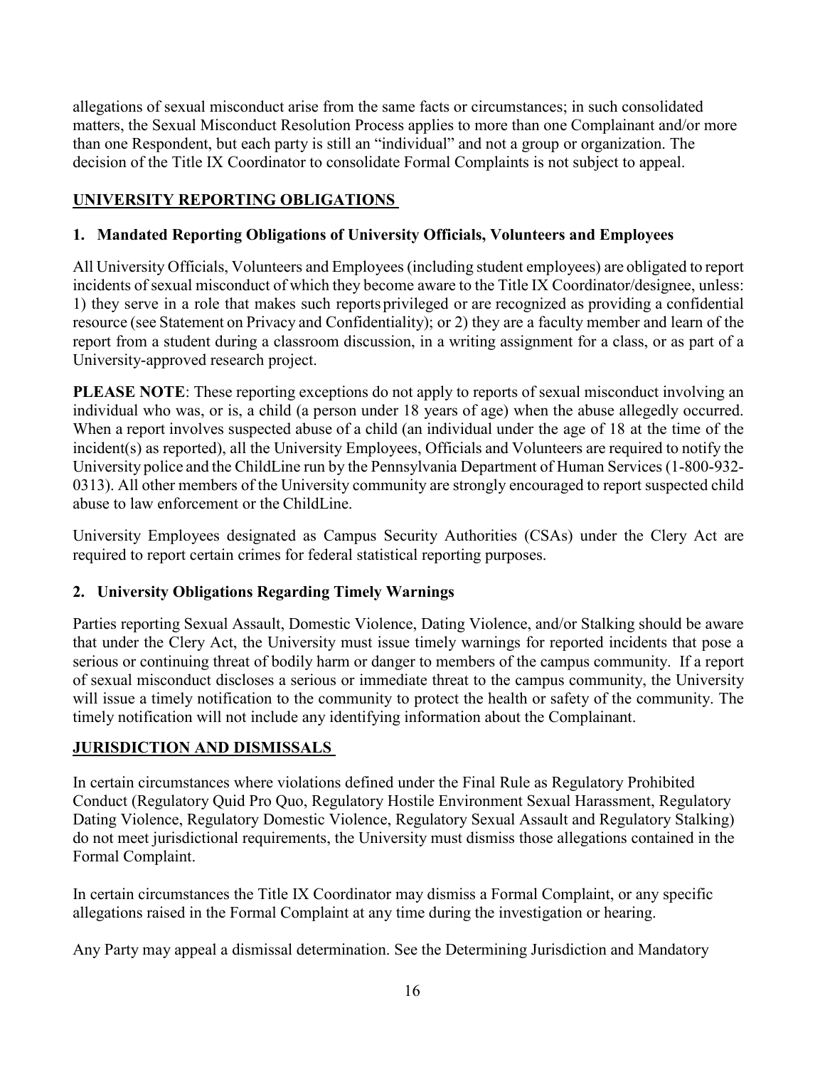allegations of sexual misconduct arise from the same facts or circumstances; in such consolidated matters, the Sexual Misconduct Resolution Process applies to more than one Complainant and/or more than one Respondent, but each party is still an "individual" and not a group or organization. The decision of the Title IX Coordinator to consolidate Formal Complaints is not subject to appeal.

## UNIVERSITY REPORTING OBLIGATIONS

### 1. Mandated Reporting Obligations of University Officials, Volunteers and Employees

All University Officials, Volunteers and Employees (including student employees) are obligated to report incidents of sexual misconduct of which they become aware to the Title IX Coordinator/designee, unless: 1) they serve in a role that makes such reports privileged or are recognized as providing a confidential resource (see Statement on Privacy and Confidentiality); or 2) they are a faculty member and learn of the report from a student during a classroom discussion, in a writing assignment for a class, or as part of a University-approved research project.

**PLEASE NOTE**: These reporting exceptions do not apply to reports of sexual misconduct involving an individual who was, or is, a child (a person under 18 years of age) when the abuse allegedly occurred. When a report involves suspected abuse of a child (an individual under the age of 18 at the time of the incident(s) as reported), all the University Employees, Officials and Volunteers are required to notify the University police and the ChildLine run by the Pennsylvania Department of Human Services (1-800-932-0313). All other members of the University community are strongly encouraged to report suspected child abuse to law enforcement or the ChildLine.

University Employees designated as Campus Security Authorities (CSAs) under the Clery Act are required to report certain crimes for federal statistical reporting purposes.

### 2. University Obligations Regarding Timely Warnings

Parties reporting Sexual Assault, Domestic Violence, Dating Violence, and/or Stalking should be aware that under the Clery Act, the University must issue timely warnings for reported incidents that pose a serious or continuing threat of bodily harm or danger to members of the campus community. If a report of sexual misconduct discloses a serious or immediate threat to the campus community, the University will issue a timely notification to the community to protect the health or safety of the community. The timely notification will not include any identifying information about the Complainant.

## JURISDICTION AND DISMISSALS

In certain circumstances where violations defined under the Final Rule as Regulatory Prohibited Conduct (Regulatory Quid Pro Quo, Regulatory Hostile Environment Sexual Harassment, Regulatory Dating Violence, Regulatory Domestic Violence, Regulatory Sexual Assault and Regulatory Stalking) do not meet jurisdictional requirements, the University must dismiss those allegations contained in the Formal Complaint.

In certain circumstances the Title IX Coordinator may dismiss a Formal Complaint, or any specific allegations raised in the Formal Complaint at any time during the investigation or hearing.

Any Party may appeal a dismissal determination. See the Determining Jurisdiction and Mandatory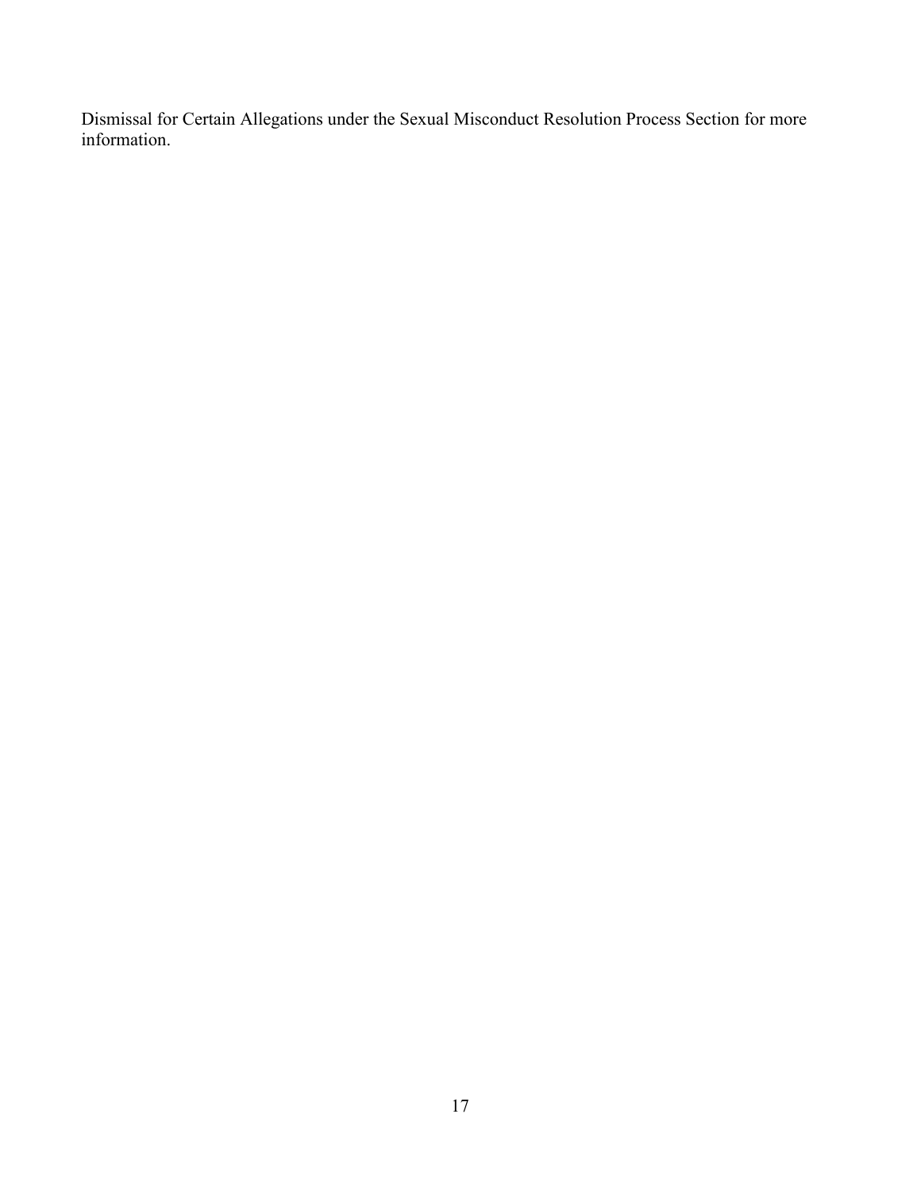Dismissal for Certain Allegations under the Sexual Misconduct Resolution Process Section for more information.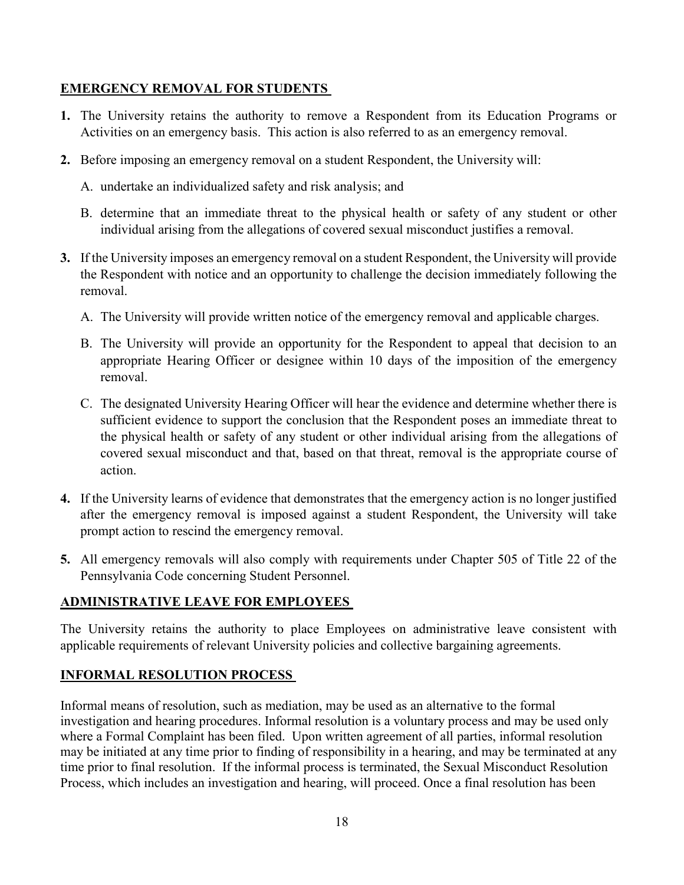## EMERGENCY REMOVAL FOR STUDENTS

**1.** The University retains the authority to remove a Respondent from its Education Programs or Activities on an emergency basis. This action is also referred to as an emergency removal.

**2.** Before imposing an emergency removal on a student Respondent, the University will:

   A. undertake an individualized safety and risk analysis; and

   B. determine that an immediate threat to the physical health or safety of any student or other individual arising from the allegations of covered sexual misconduct justifies a removal.

**3.** If the University imposes an emergency removal on a student Respondent, the University will provide the Respondent with notice and an opportunity to challenge the decision immediately following the removal.

   A. The University will provide written notice of the emergency removal and applicable charges.

   B. The University will provide an opportunity for the Respondent to appeal that decision to an appropriate Hearing Officer or designee within 10 days of the imposition of the emergency removal.

   C. The designated University Hearing Officer will hear the evidence and determine whether there is sufficient evidence to support the conclusion that the Respondent poses an immediate threat to the physical health or safety of any student or other individual arising from the allegations of covered sexual misconduct and that, based on that threat, removal is the appropriate course of action.

**4.** If the University learns of evidence that demonstrates that the emergency action is no longer justified after the emergency removal is imposed against a student Respondent, the University will take prompt action to rescind the emergency removal.

**5.** All emergency removals will also comply with requirements under Chapter 505 of Title 22 of the Pennsylvania Code concerning Student Personnel.

## ADMINISTRATIVE LEAVE FOR EMPLOYEES

The University retains the authority to place Employees on administrative leave consistent with applicable requirements of relevant University policies and collective bargaining agreements.

## INFORMAL RESOLUTION PROCESS

Informal means of resolution, such as mediation, may be used as an alternative to the formal investigation and hearing procedures. Informal resolution is a voluntary process and may be used only where a Formal Complaint has been filed. Upon written agreement of all parties, informal resolution may be initiated at any time prior to finding of responsibility in a hearing, and may be terminated at any time prior to final resolution. If the informal process is terminated, the Sexual Misconduct Resolution Process, which includes an investigation and hearing, will proceed. Once a final resolution has been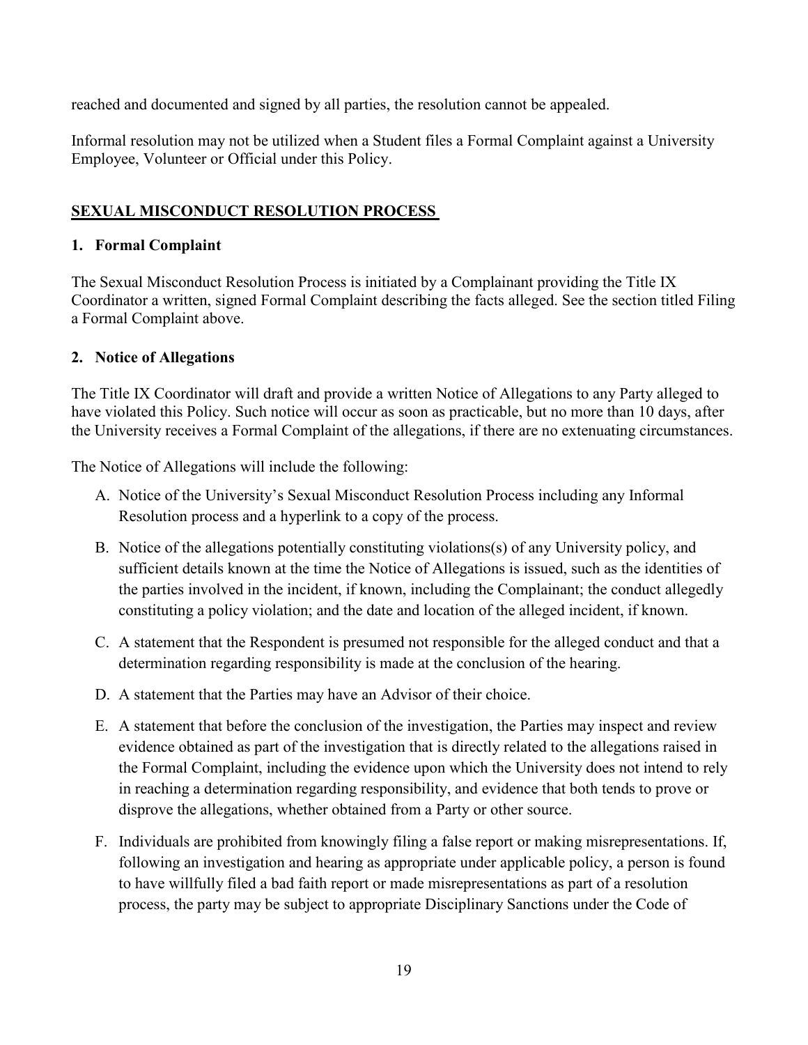reached and documented and signed by all parties, the resolution cannot be appealed.

Informal resolution may not be utilized when a Student files a Formal Complaint against a University Employee, Volunteer or Official under this Policy.

## SEXUAL MISCONDUCT RESOLUTION PROCESS

### 1. Formal Complaint

The Sexual Misconduct Resolution Process is initiated by a Complainant providing the Title IX Coordinator a written, signed Formal Complaint describing the facts alleged. See the section titled Filing a Formal Complaint above.

### 2. Notice of Allegations

The Title IX Coordinator will draft and provide a written Notice of Allegations to any Party alleged to have violated this Policy. Such notice will occur as soon as practicable, but no more than 10 days, after the University receives a Formal Complaint of the allegations, if there are no extenuating circumstances.

The Notice of Allegations will include the following:

A. Notice of the University's Sexual Misconduct Resolution Process including any Informal Resolution process and a hyperlink to a copy of the process.

B. Notice of the allegations potentially constituting violations(s) of any University policy, and sufficient details known at the time the Notice of Allegations is issued, such as the identities of the parties involved in the incident, if known, including the Complainant; the conduct allegedly constituting a policy violation; and the date and location of the alleged incident, if known.

C. A statement that the Respondent is presumed not responsible for the alleged conduct and that a determination regarding responsibility is made at the conclusion of the hearing.

D. A statement that the Parties may have an Advisor of their choice.

E. A statement that before the conclusion of the investigation, the Parties may inspect and review evidence obtained as part of the investigation that is directly related to the allegations raised in the Formal Complaint, including the evidence upon which the University does not intend to rely in reaching a determination regarding responsibility, and evidence that both tends to prove or disprove the allegations, whether obtained from a Party or other source.

F. Individuals are prohibited from knowingly filing a false report or making misrepresentations. If, following an investigation and hearing as appropriate under applicable policy, a person is found to have willfully filed a bad faith report or made misrepresentations as part of a resolution process, the party may be subject to appropriate Disciplinary Sanctions under the Code of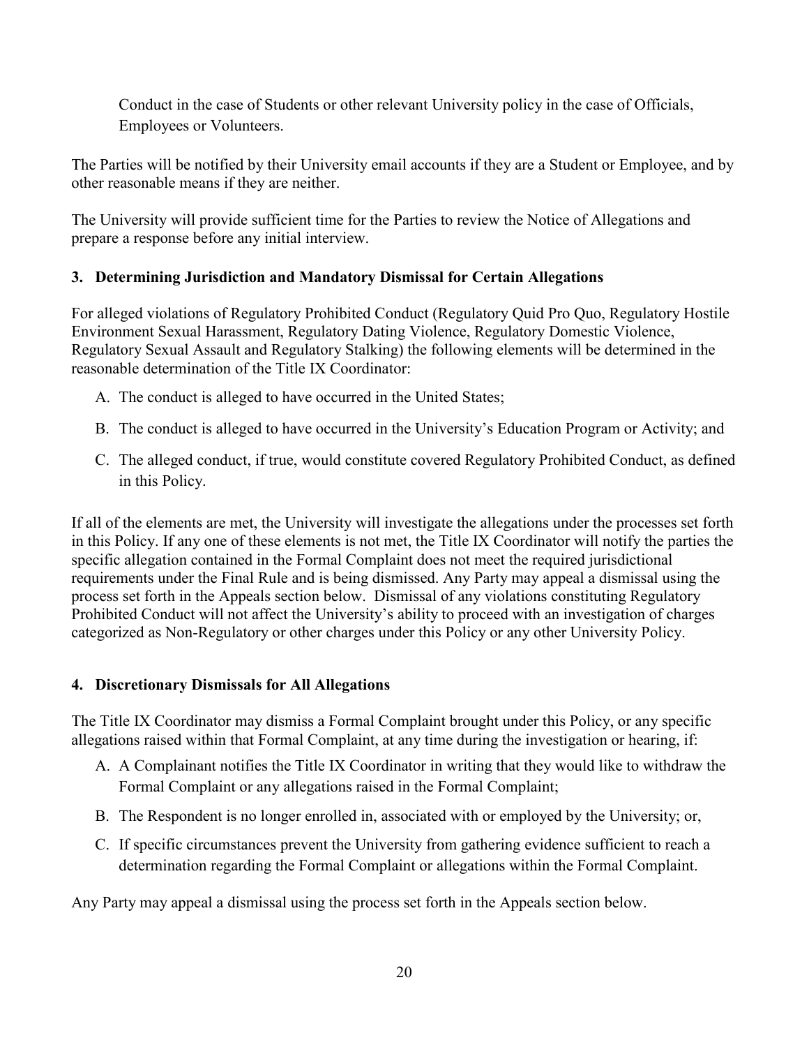Conduct in the case of Students or other relevant University policy in the case of Officials, Employees or Volunteers.

The Parties will be notified by their University email accounts if they are a Student or Employee, and by other reasonable means if they are neither.

The University will provide sufficient time for the Parties to review the Notice of Allegations and prepare a response before any initial interview.

### 3. Determining Jurisdiction and Mandatory Dismissal for Certain Allegations

For alleged violations of Regulatory Prohibited Conduct (Regulatory Quid Pro Quo, Regulatory Hostile Environment Sexual Harassment, Regulatory Dating Violence, Regulatory Domestic Violence, Regulatory Sexual Assault and Regulatory Stalking) the following elements will be determined in the reasonable determination of the Title IX Coordinator:

A. The conduct is alleged to have occurred in the United States;

B. The conduct is alleged to have occurred in the University's Education Program or Activity; and

C. The alleged conduct, if true, would constitute covered Regulatory Prohibited Conduct, as defined in this Policy.

If all of the elements are met, the University will investigate the allegations under the processes set forth in this Policy. If any one of these elements is not met, the Title IX Coordinator will notify the parties the specific allegation contained in the Formal Complaint does not meet the required jurisdictional requirements under the Final Rule and is being dismissed. Any Party may appeal a dismissal using the process set forth in the Appeals section below. Dismissal of any violations constituting Regulatory Prohibited Conduct will not affect the University's ability to proceed with an investigation of charges categorized as Non-Regulatory or other charges under this Policy or any other University Policy.

### 4. Discretionary Dismissals for All Allegations

The Title IX Coordinator may dismiss a Formal Complaint brought under this Policy, or any specific allegations raised within that Formal Complaint, at any time during the investigation or hearing, if:

A. A Complainant notifies the Title IX Coordinator in writing that they would like to withdraw the Formal Complaint or any allegations raised in the Formal Complaint;

B. The Respondent is no longer enrolled in, associated with or employed by the University; or,

C. If specific circumstances prevent the University from gathering evidence sufficient to reach a determination regarding the Formal Complaint or allegations within the Formal Complaint.

Any Party may appeal a dismissal using the process set forth in the Appeals section below.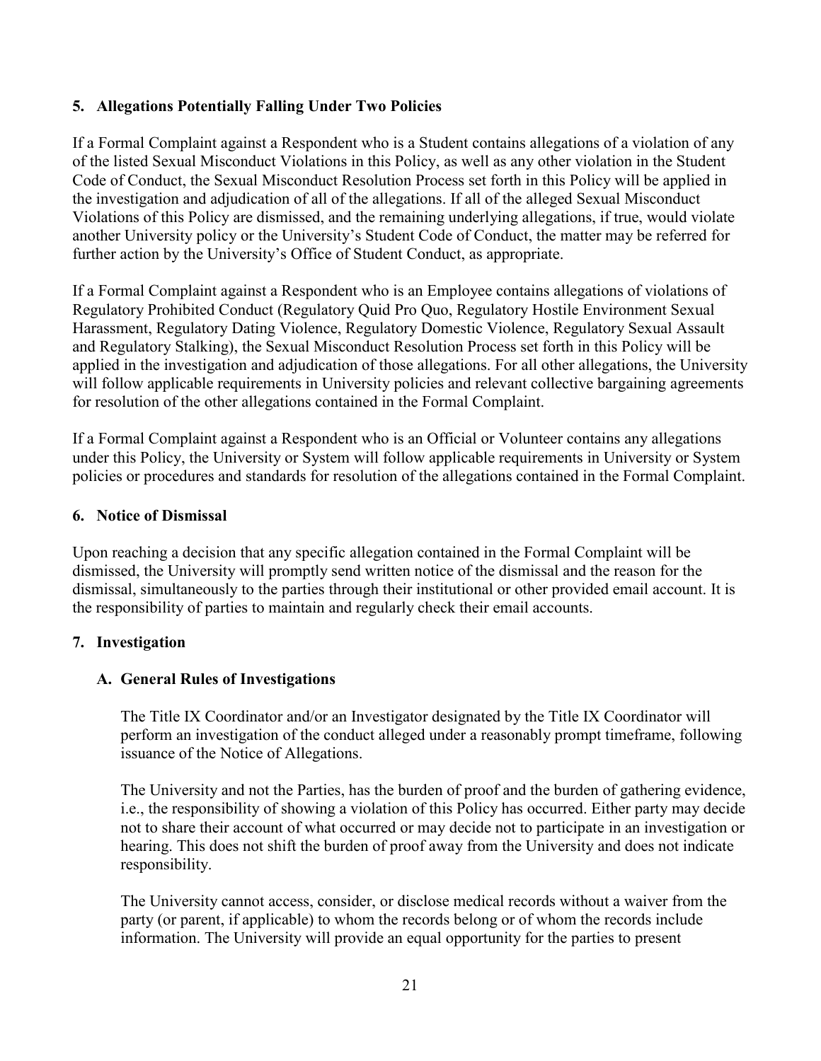### 5. Allegations Potentially Falling Under Two Policies

If a Formal Complaint against a Respondent who is a Student contains allegations of a violation of any of the listed Sexual Misconduct Violations in this Policy, as well as any other violation in the Student Code of Conduct, the Sexual Misconduct Resolution Process set forth in this Policy will be applied in the investigation and adjudication of all of the allegations. If all of the alleged Sexual Misconduct Violations of this Policy are dismissed, and the remaining underlying allegations, if true, would violate another University policy or the University's Student Code of Conduct, the matter may be referred for further action by the University's Office of Student Conduct, as appropriate.

If a Formal Complaint against a Respondent who is an Employee contains allegations of violations of Regulatory Prohibited Conduct (Regulatory Quid Pro Quo, Regulatory Hostile Environment Sexual Harassment, Regulatory Dating Violence, Regulatory Domestic Violence, Regulatory Sexual Assault and Regulatory Stalking), the Sexual Misconduct Resolution Process set forth in this Policy will be applied in the investigation and adjudication of those allegations. For all other allegations, the University will follow applicable requirements in University policies and relevant collective bargaining agreements for resolution of the other allegations contained in the Formal Complaint.

If a Formal Complaint against a Respondent who is an Official or Volunteer contains any allegations under this Policy, the University or System will follow applicable requirements in University or System policies or procedures and standards for resolution of the allegations contained in the Formal Complaint.

### 6. Notice of Dismissal

Upon reaching a decision that any specific allegation contained in the Formal Complaint will be dismissed, the University will promptly send written notice of the dismissal and the reason for the dismissal, simultaneously to the parties through their institutional or other provided email account. It is the responsibility of parties to maintain and regularly check their email accounts.

### 7. Investigation

#### A. General Rules of Investigations

The Title IX Coordinator and/or an Investigator designated by the Title IX Coordinator will perform an investigation of the conduct alleged under a reasonably prompt timeframe, following issuance of the Notice of Allegations.

The University and not the Parties, has the burden of proof and the burden of gathering evidence, i.e., the responsibility of showing a violation of this Policy has occurred. Either party may decide not to share their account of what occurred or may decide not to participate in an investigation or hearing. This does not shift the burden of proof away from the University and does not indicate responsibility.

The University cannot access, consider, or disclose medical records without a waiver from the party (or parent, if applicable) to whom the records belong or of whom the records include information. The University will provide an equal opportunity for the parties to present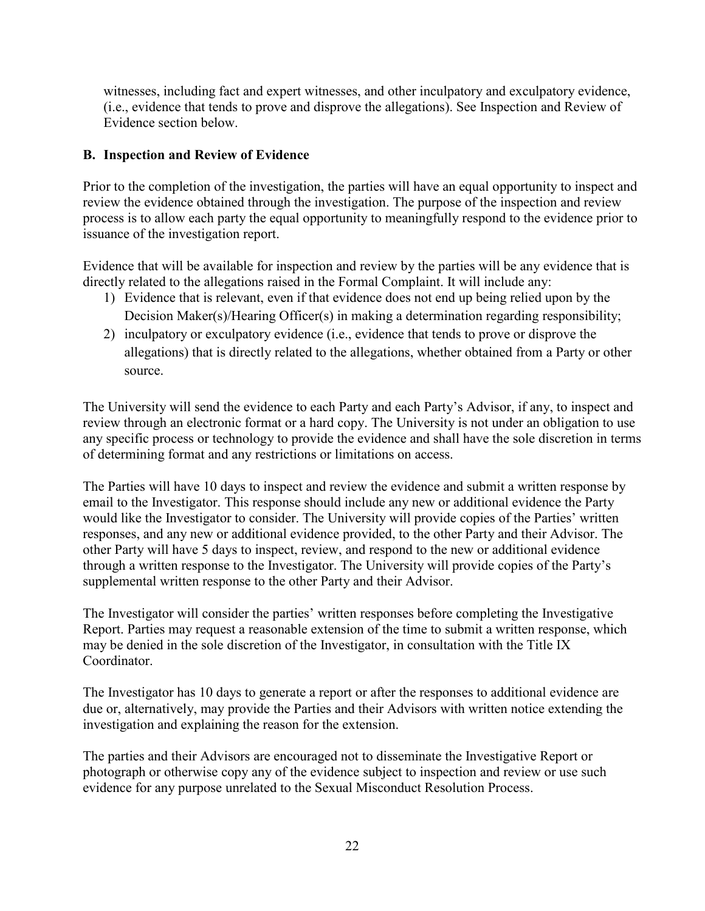witnesses, including fact and expert witnesses, and other inculpatory and exculpatory evidence, (i.e., evidence that tends to prove and disprove the allegations). See Inspection and Review of Evidence section below.

**B. Inspection and Review of Evidence**

Prior to the completion of the investigation, the parties will have an equal opportunity to inspect and review the evidence obtained through the investigation. The purpose of the inspection and review process is to allow each party the equal opportunity to meaningfully respond to the evidence prior to issuance of the investigation report.

Evidence that will be available for inspection and review by the parties will be any evidence that is directly related to the allegations raised in the Formal Complaint. It will include any:

1) Evidence that is relevant, even if that evidence does not end up being relied upon by the Decision Maker(s)/Hearing Officer(s) in making a determination regarding responsibility;
2) inculpatory or exculpatory evidence (i.e., evidence that tends to prove or disprove the allegations) that is directly related to the allegations, whether obtained from a Party or other source.

The University will send the evidence to each Party and each Party's Advisor, if any, to inspect and review through an electronic format or a hard copy. The University is not under an obligation to use any specific process or technology to provide the evidence and shall have the sole discretion in terms of determining format and any restrictions or limitations on access.

The Parties will have 10 days to inspect and review the evidence and submit a written response by email to the Investigator. This response should include any new or additional evidence the Party would like the Investigator to consider. The University will provide copies of the Parties' written responses, and any new or additional evidence provided, to the other Party and their Advisor. The other Party will have 5 days to inspect, review, and respond to the new or additional evidence through a written response to the Investigator. The University will provide copies of the Party's supplemental written response to the other Party and their Advisor.

The Investigator will consider the parties' written responses before completing the Investigative Report. Parties may request a reasonable extension of the time to submit a written response, which may be denied in the sole discretion of the Investigator, in consultation with the Title IX Coordinator.

The Investigator has 10 days to generate a report or after the responses to additional evidence are due or, alternatively, may provide the Parties and their Advisors with written notice extending the investigation and explaining the reason for the extension.

The parties and their Advisors are encouraged not to disseminate the Investigative Report or photograph or otherwise copy any of the evidence subject to inspection and review or use such evidence for any purpose unrelated to the Sexual Misconduct Resolution Process.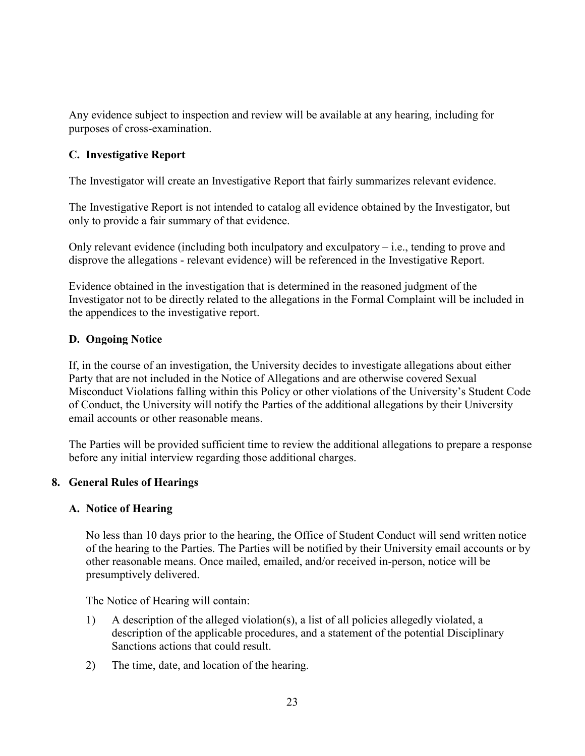Any evidence subject to inspection and review will be available at any hearing, including for purposes of cross-examination.

### C. Investigative Report

The Investigator will create an Investigative Report that fairly summarizes relevant evidence.

The Investigative Report is not intended to catalog all evidence obtained by the Investigator, but only to provide a fair summary of that evidence.

Only relevant evidence (including both inculpatory and exculpatory – i.e., tending to prove and disprove the allegations - relevant evidence) will be referenced in the Investigative Report.

Evidence obtained in the investigation that is determined in the reasoned judgment of the Investigator not to be directly related to the allegations in the Formal Complaint will be included in the appendices to the investigative report.

### D. Ongoing Notice

If, in the course of an investigation, the University decides to investigate allegations about either Party that are not included in the Notice of Allegations and are otherwise covered Sexual Misconduct Violations falling within this Policy or other violations of the University's Student Code of Conduct, the University will notify the Parties of the additional allegations by their University email accounts or other reasonable means.

The Parties will be provided sufficient time to review the additional allegations to prepare a response before any initial interview regarding those additional charges.

## 8. General Rules of Hearings

### A. Notice of Hearing

No less than 10 days prior to the hearing, the Office of Student Conduct will send written notice of the hearing to the Parties. The Parties will be notified by their University email accounts or by other reasonable means. Once mailed, emailed, and/or received in-person, notice will be presumptively delivered.

The Notice of Hearing will contain:

1) A description of the alleged violation(s), a list of all policies allegedly violated, a description of the applicable procedures, and a statement of the potential Disciplinary Sanctions actions that could result.
2) The time, date, and location of the hearing.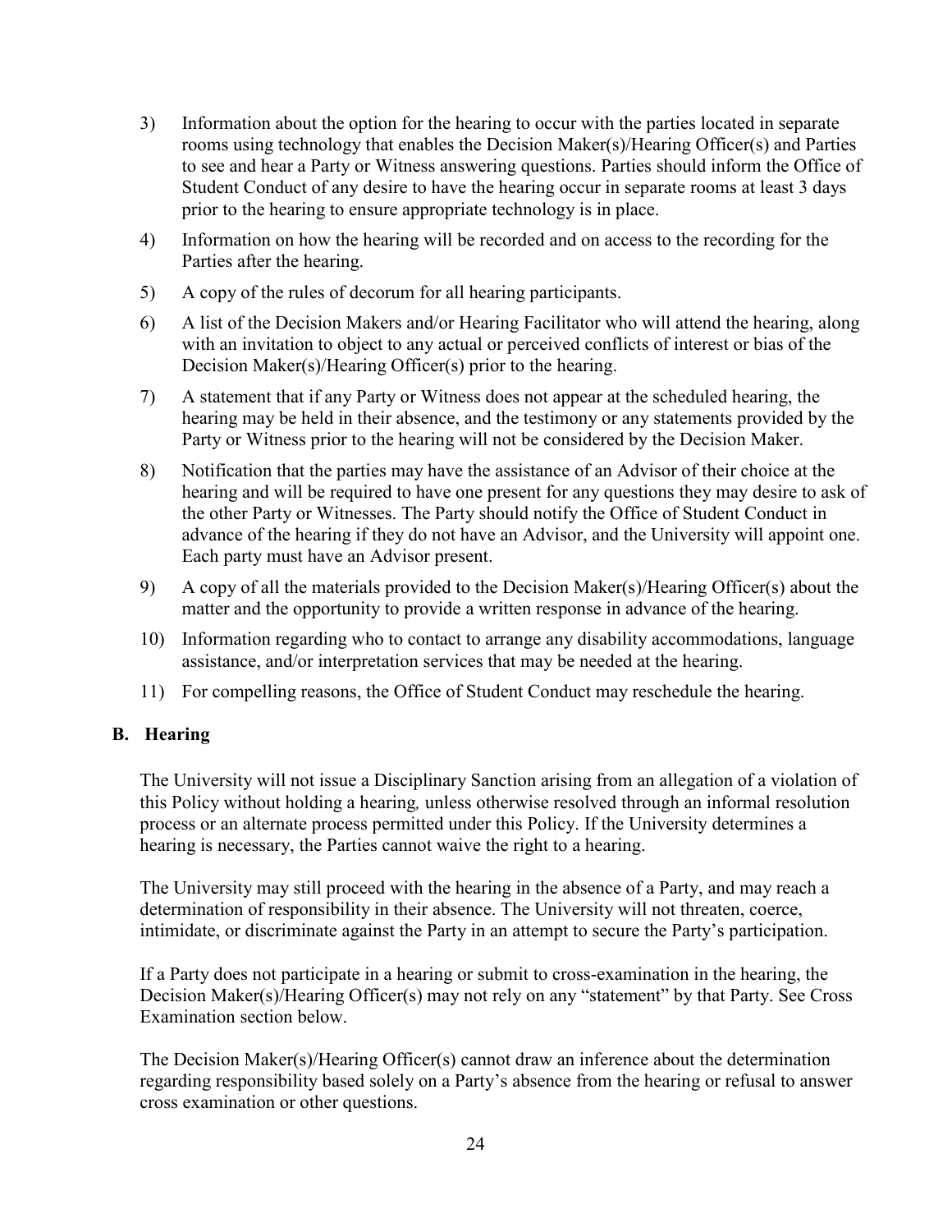3) Information about the option for the hearing to occur with the parties located in separate rooms using technology that enables the Decision Maker(s)/Hearing Officer(s) and Parties to see and hear a Party or Witness answering questions. Parties should inform the Office of Student Conduct of any desire to have the hearing occur in separate rooms at least 3 days prior to the hearing to ensure appropriate technology is in place.
4) Information on how the hearing will be recorded and on access to the recording for the Parties after the hearing.
5) A copy of the rules of decorum for all hearing participants.
6) A list of the Decision Makers and/or Hearing Facilitator who will attend the hearing, along with an invitation to object to any actual or perceived conflicts of interest or bias of the Decision Maker(s)/Hearing Officer(s) prior to the hearing.
7) A statement that if any Party or Witness does not appear at the scheduled hearing, the hearing may be held in their absence, and the testimony or any statements provided by the Party or Witness prior to the hearing will not be considered by the Decision Maker.
8) Notification that the parties may have the assistance of an Advisor of their choice at the hearing and will be required to have one present for any questions they may desire to ask of the other Party or Witnesses. The Party should notify the Office of Student Conduct in advance of the hearing if they do not have an Advisor, and the University will appoint one. Each party must have an Advisor present.
9) A copy of all the materials provided to the Decision Maker(s)/Hearing Officer(s) about the matter and the opportunity to provide a written response in advance of the hearing.
10) Information regarding who to contact to arrange any disability accommodations, language assistance, and/or interpretation services that may be needed at the hearing.
11) For compelling reasons, the Office of Student Conduct may reschedule the hearing.

### B. Hearing

The University will not issue a Disciplinary Sanction arising from an allegation of a violation of this Policy without holding a hearing*,* unless otherwise resolved through an informal resolution process or an alternate process permitted under this Policy. If the University determines a hearing is necessary, the Parties cannot waive the right to a hearing.

The University may still proceed with the hearing in the absence of a Party, and may reach a determination of responsibility in their absence. The University will not threaten, coerce, intimidate, or discriminate against the Party in an attempt to secure the Party's participation.

If a Party does not participate in a hearing or submit to cross-examination in the hearing, the Decision Maker(s)/Hearing Officer(s) may not rely on any "statement" by that Party. See Cross Examination section below.

The Decision Maker(s)/Hearing Officer(s) cannot draw an inference about the determination regarding responsibility based solely on a Party's absence from the hearing or refusal to answer cross examination or other questions.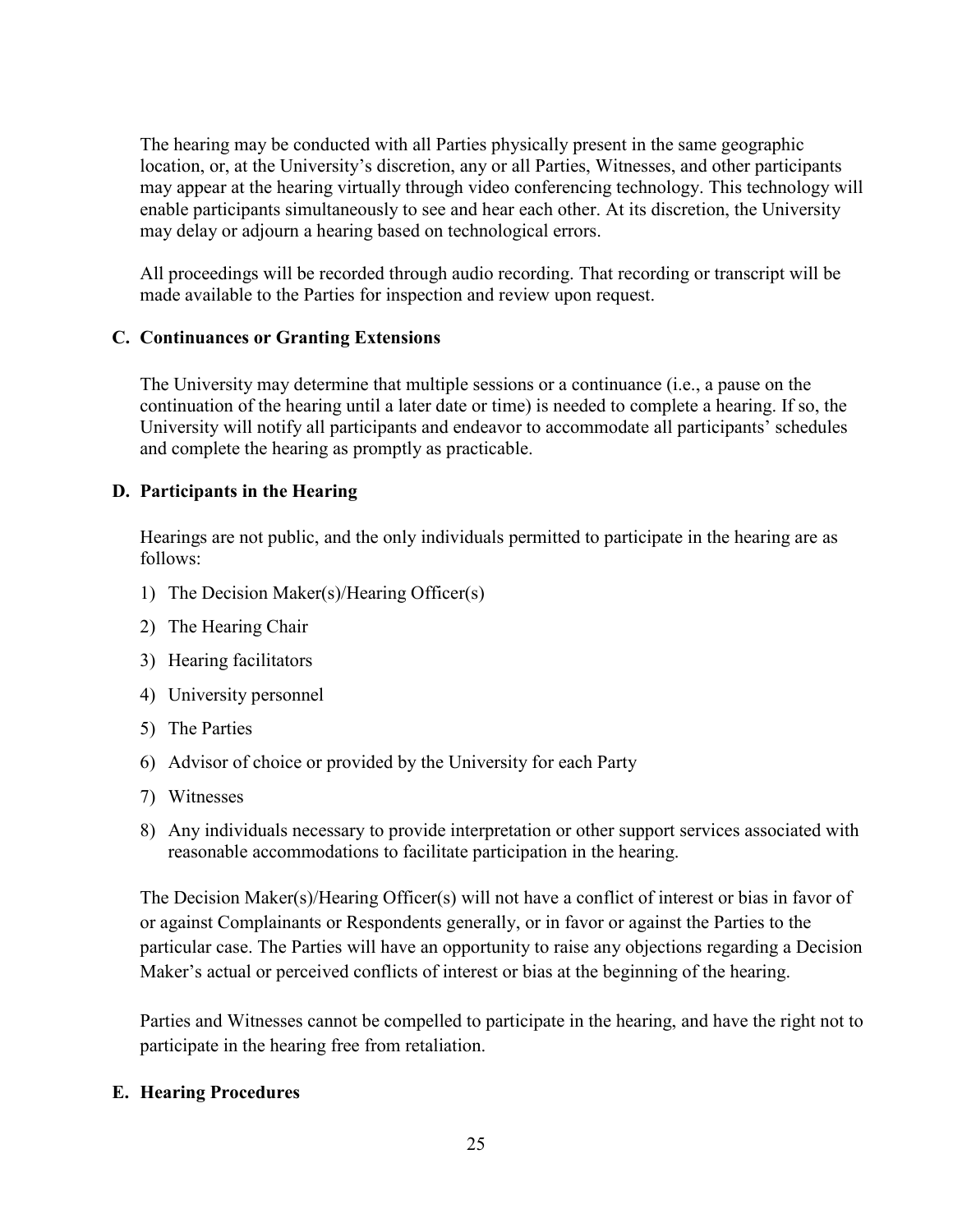The hearing may be conducted with all Parties physically present in the same geographic location, or, at the University's discretion, any or all Parties, Witnesses, and other participants may appear at the hearing virtually through video conferencing technology. This technology will enable participants simultaneously to see and hear each other. At its discretion, the University may delay or adjourn a hearing based on technological errors.

All proceedings will be recorded through audio recording. That recording or transcript will be made available to the Parties for inspection and review upon request.

### C. Continuances or Granting Extensions

The University may determine that multiple sessions or a continuance (i.e., a pause on the continuation of the hearing until a later date or time) is needed to complete a hearing. If so, the University will notify all participants and endeavor to accommodate all participants' schedules and complete the hearing as promptly as practicable.

### D. Participants in the Hearing

Hearings are not public, and the only individuals permitted to participate in the hearing are as follows:

1) The Decision Maker(s)/Hearing Officer(s)
2) The Hearing Chair
3) Hearing facilitators
4) University personnel
5) The Parties
6) Advisor of choice or provided by the University for each Party
7) Witnesses
8) Any individuals necessary to provide interpretation or other support services associated with reasonable accommodations to facilitate participation in the hearing.

The Decision Maker(s)/Hearing Officer(s) will not have a conflict of interest or bias in favor of or against Complainants or Respondents generally, or in favor or against the Parties to the particular case. The Parties will have an opportunity to raise any objections regarding a Decision Maker's actual or perceived conflicts of interest or bias at the beginning of the hearing.

Parties and Witnesses cannot be compelled to participate in the hearing, and have the right not to participate in the hearing free from retaliation.

### E. Hearing Procedures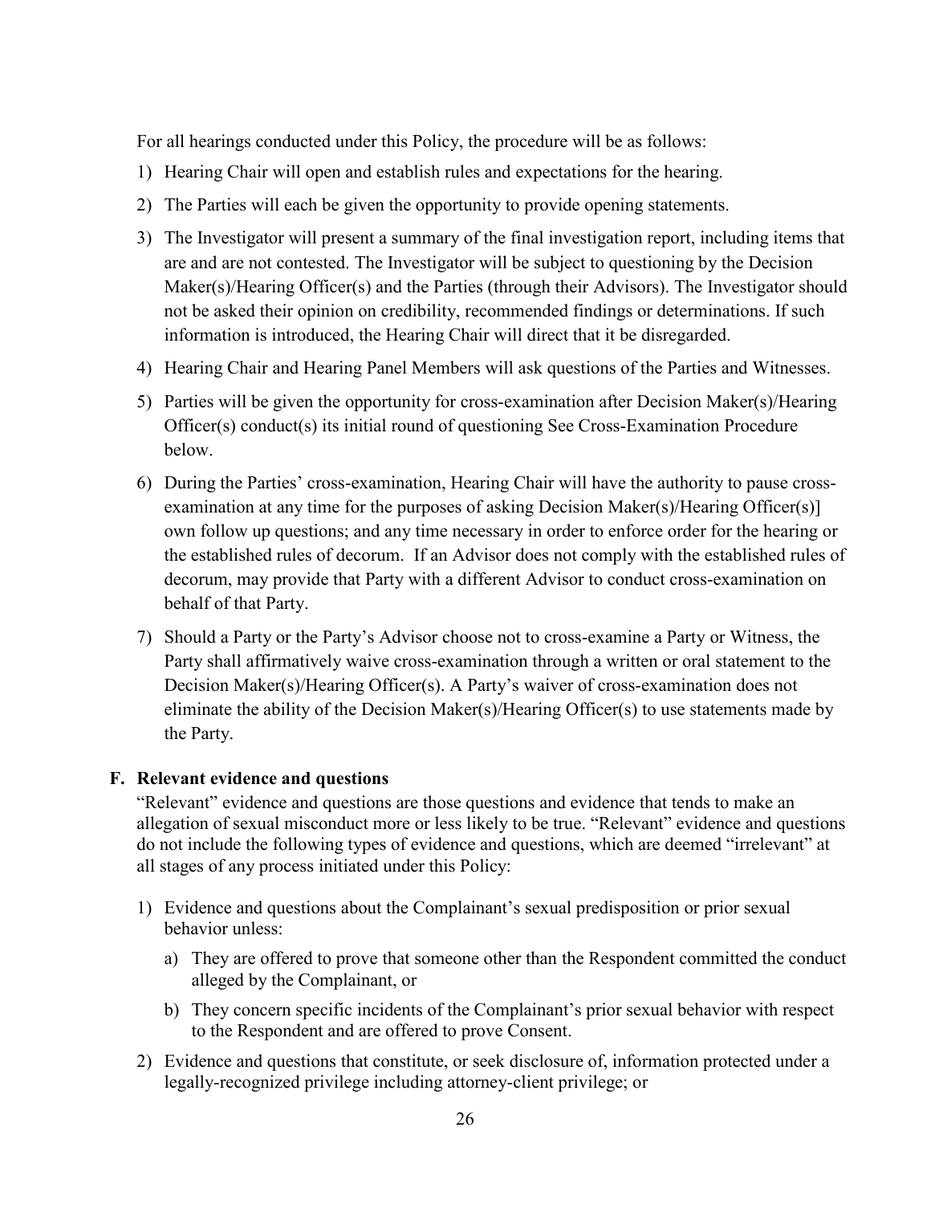For all hearings conducted under this Policy, the procedure will be as follows:

1) Hearing Chair will open and establish rules and expectations for the hearing.
2) The Parties will each be given the opportunity to provide opening statements.
3) The Investigator will present a summary of the final investigation report, including items that are and are not contested. The Investigator will be subject to questioning by the Decision Maker(s)/Hearing Officer(s) and the Parties (through their Advisors). The Investigator should not be asked their opinion on credibility, recommended findings or determinations. If such information is introduced, the Hearing Chair will direct that it be disregarded.
4) Hearing Chair and Hearing Panel Members will ask questions of the Parties and Witnesses.
5) Parties will be given the opportunity for cross-examination after Decision Maker(s)/Hearing Officer(s) conduct(s) its initial round of questioning See Cross-Examination Procedure below.
6) During the Parties' cross-examination, Hearing Chair will have the authority to pause cross-examination at any time for the purposes of asking Decision Maker(s)/Hearing Officer(s)] own follow up questions; and any time necessary in order to enforce order for the hearing or the established rules of decorum. If an Advisor does not comply with the established rules of decorum, may provide that Party with a different Advisor to conduct cross-examination on behalf of that Party.
7) Should a Party or the Party's Advisor choose not to cross-examine a Party or Witness, the Party shall affirmatively waive cross-examination through a written or oral statement to the Decision Maker(s)/Hearing Officer(s). A Party's waiver of cross-examination does not eliminate the ability of the Decision Maker(s)/Hearing Officer(s) to use statements made by the Party.

### F. Relevant evidence and questions

"Relevant" evidence and questions are those questions and evidence that tends to make an allegation of sexual misconduct more or less likely to be true. "Relevant" evidence and questions do not include the following types of evidence and questions, which are deemed "irrelevant" at all stages of any process initiated under this Policy:

1) Evidence and questions about the Complainant's sexual predisposition or prior sexual behavior unless:
   a) They are offered to prove that someone other than the Respondent committed the conduct alleged by the Complainant, or
   b) They concern specific incidents of the Complainant's prior sexual behavior with respect to the Respondent and are offered to prove Consent.
2) Evidence and questions that constitute, or seek disclosure of, information protected under a legally-recognized privilege including attorney-client privilege; or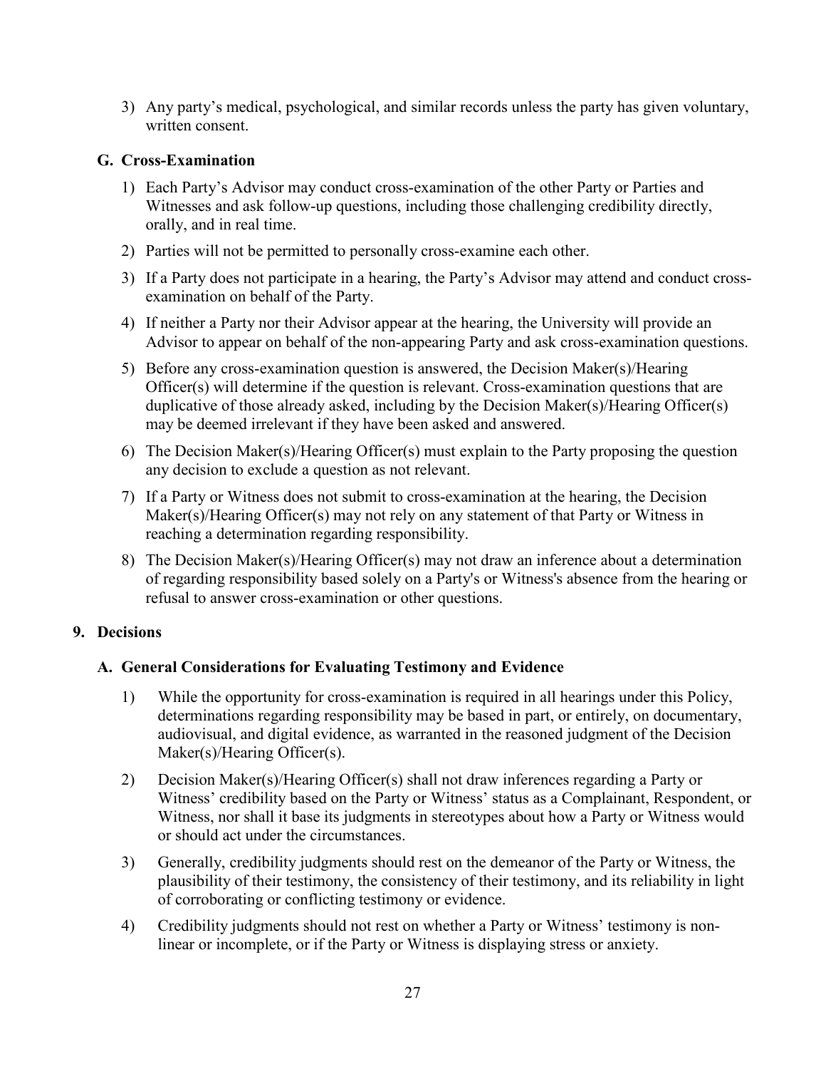3) Any party's medical, psychological, and similar records unless the party has given voluntary, written consent.

### G. Cross-Examination

1) Each Party's Advisor may conduct cross-examination of the other Party or Parties and Witnesses and ask follow-up questions, including those challenging credibility directly, orally, and in real time.
2) Parties will not be permitted to personally cross-examine each other.
3) If a Party does not participate in a hearing, the Party's Advisor may attend and conduct cross-examination on behalf of the Party.
4) If neither a Party nor their Advisor appear at the hearing, the University will provide an Advisor to appear on behalf of the non-appearing Party and ask cross-examination questions.
5) Before any cross-examination question is answered, the Decision Maker(s)/Hearing Officer(s) will determine if the question is relevant. Cross-examination questions that are duplicative of those already asked, including by the Decision Maker(s)/Hearing Officer(s) may be deemed irrelevant if they have been asked and answered.
6) The Decision Maker(s)/Hearing Officer(s) must explain to the Party proposing the question any decision to exclude a question as not relevant.
7) If a Party or Witness does not submit to cross-examination at the hearing, the Decision Maker(s)/Hearing Officer(s) may not rely on any statement of that Party or Witness in reaching a determination regarding responsibility.
8) The Decision Maker(s)/Hearing Officer(s) may not draw an inference about a determination of regarding responsibility based solely on a Party's or Witness's absence from the hearing or refusal to answer cross-examination or other questions.

## 9. Decisions

### A. General Considerations for Evaluating Testimony and Evidence

1) While the opportunity for cross-examination is required in all hearings under this Policy, determinations regarding responsibility may be based in part, or entirely, on documentary, audiovisual, and digital evidence, as warranted in the reasoned judgment of the Decision Maker(s)/Hearing Officer(s).
2) Decision Maker(s)/Hearing Officer(s) shall not draw inferences regarding a Party or Witness' credibility based on the Party or Witness' status as a Complainant, Respondent, or Witness, nor shall it base its judgments in stereotypes about how a Party or Witness would or should act under the circumstances.
3) Generally, credibility judgments should rest on the demeanor of the Party or Witness, the plausibility of their testimony, the consistency of their testimony, and its reliability in light of corroborating or conflicting testimony or evidence.
4) Credibility judgments should not rest on whether a Party or Witness' testimony is non-linear or incomplete, or if the Party or Witness is displaying stress or anxiety.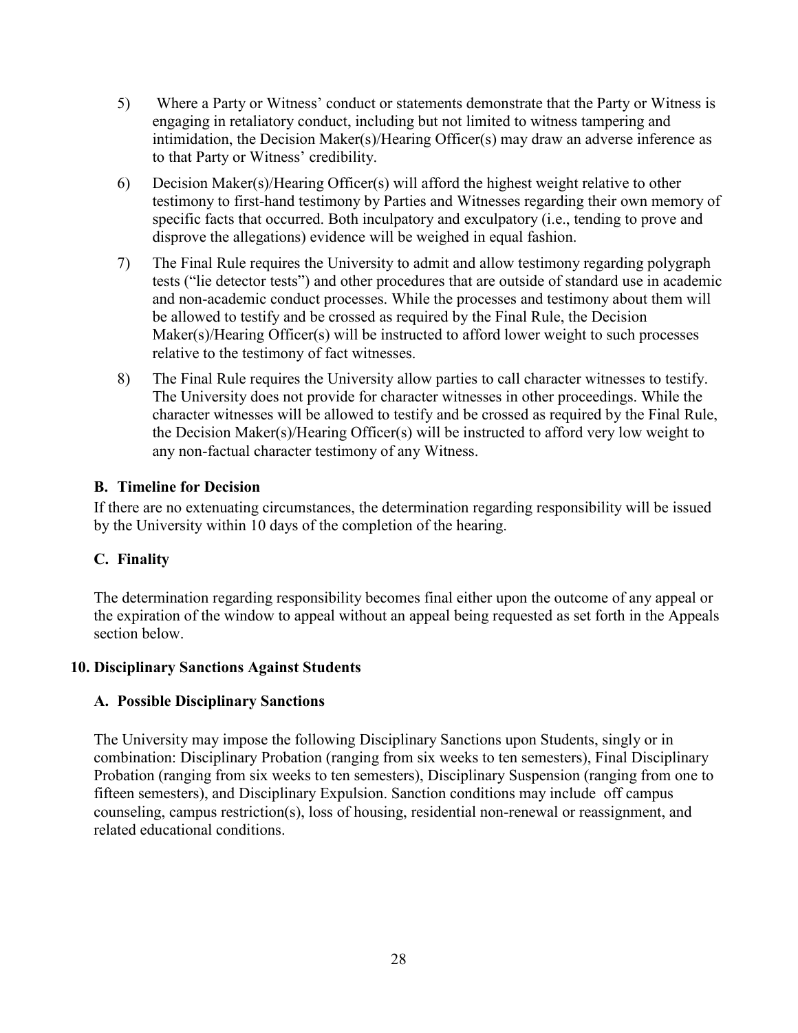5) Where a Party or Witness' conduct or statements demonstrate that the Party or Witness is engaging in retaliatory conduct, including but not limited to witness tampering and intimidation, the Decision Maker(s)/Hearing Officer(s) may draw an adverse inference as to that Party or Witness' credibility.

6) Decision Maker(s)/Hearing Officer(s) will afford the highest weight relative to other testimony to first-hand testimony by Parties and Witnesses regarding their own memory of specific facts that occurred. Both inculpatory and exculpatory (i.e., tending to prove and disprove the allegations) evidence will be weighed in equal fashion.

7) The Final Rule requires the University to admit and allow testimony regarding polygraph tests ("lie detector tests") and other procedures that are outside of standard use in academic and non-academic conduct processes. While the processes and testimony about them will be allowed to testify and be crossed as required by the Final Rule, the Decision Maker(s)/Hearing Officer(s) will be instructed to afford lower weight to such processes relative to the testimony of fact witnesses.

8) The Final Rule requires the University allow parties to call character witnesses to testify. The University does not provide for character witnesses in other proceedings. While the character witnesses will be allowed to testify and be crossed as required by the Final Rule, the Decision Maker(s)/Hearing Officer(s) will be instructed to afford very low weight to any non-factual character testimony of any Witness.

### B. Timeline for Decision

If there are no extenuating circumstances, the determination regarding responsibility will be issued by the University within 10 days of the completion of the hearing.

### C. Finality

The determination regarding responsibility becomes final either upon the outcome of any appeal or the expiration of the window to appeal without an appeal being requested as set forth in the Appeals section below.

## 10. Disciplinary Sanctions Against Students

### A. Possible Disciplinary Sanctions

The University may impose the following Disciplinary Sanctions upon Students, singly or in combination: Disciplinary Probation (ranging from six weeks to ten semesters), Final Disciplinary Probation (ranging from six weeks to ten semesters), Disciplinary Suspension (ranging from one to fifteen semesters), and Disciplinary Expulsion. Sanction conditions may include off campus counseling, campus restriction(s), loss of housing, residential non-renewal or reassignment, and related educational conditions.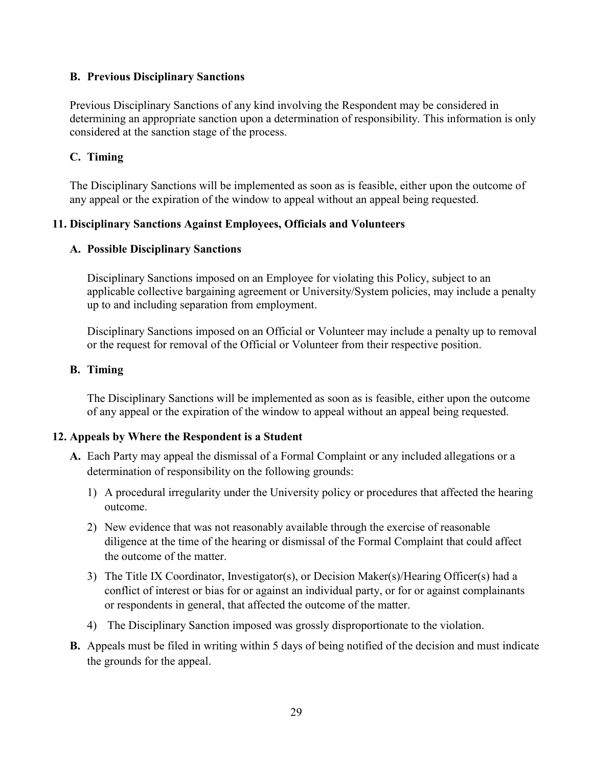### B. Previous Disciplinary Sanctions

Previous Disciplinary Sanctions of any kind involving the Respondent may be considered in determining an appropriate sanction upon a determination of responsibility. This information is only considered at the sanction stage of the process.

### C. Timing

The Disciplinary Sanctions will be implemented as soon as is feasible, either upon the outcome of any appeal or the expiration of the window to appeal without an appeal being requested.

## 11. Disciplinary Sanctions Against Employees, Officials and Volunteers

### A. Possible Disciplinary Sanctions

Disciplinary Sanctions imposed on an Employee for violating this Policy, subject to an applicable collective bargaining agreement or University/System policies, may include a penalty up to and including separation from employment.

Disciplinary Sanctions imposed on an Official or Volunteer may include a penalty up to removal or the request for removal of the Official or Volunteer from their respective position.

### B. Timing

The Disciplinary Sanctions will be implemented as soon as is feasible, either upon the outcome of any appeal or the expiration of the window to appeal without an appeal being requested.

## 12. Appeals by Where the Respondent is a Student

**A.** Each Party may appeal the dismissal of a Formal Complaint or any included allegations or a determination of responsibility on the following grounds:

1) A procedural irregularity under the University policy or procedures that affected the hearing outcome.
2) New evidence that was not reasonably available through the exercise of reasonable diligence at the time of the hearing or dismissal of the Formal Complaint that could affect the outcome of the matter.
3) The Title IX Coordinator, Investigator(s), or Decision Maker(s)/Hearing Officer(s) had a conflict of interest or bias for or against an individual party, or for or against complainants or respondents in general, that affected the outcome of the matter.
4) The Disciplinary Sanction imposed was grossly disproportionate to the violation.

**B.** Appeals must be filed in writing within 5 days of being notified of the decision and must indicate the grounds for the appeal.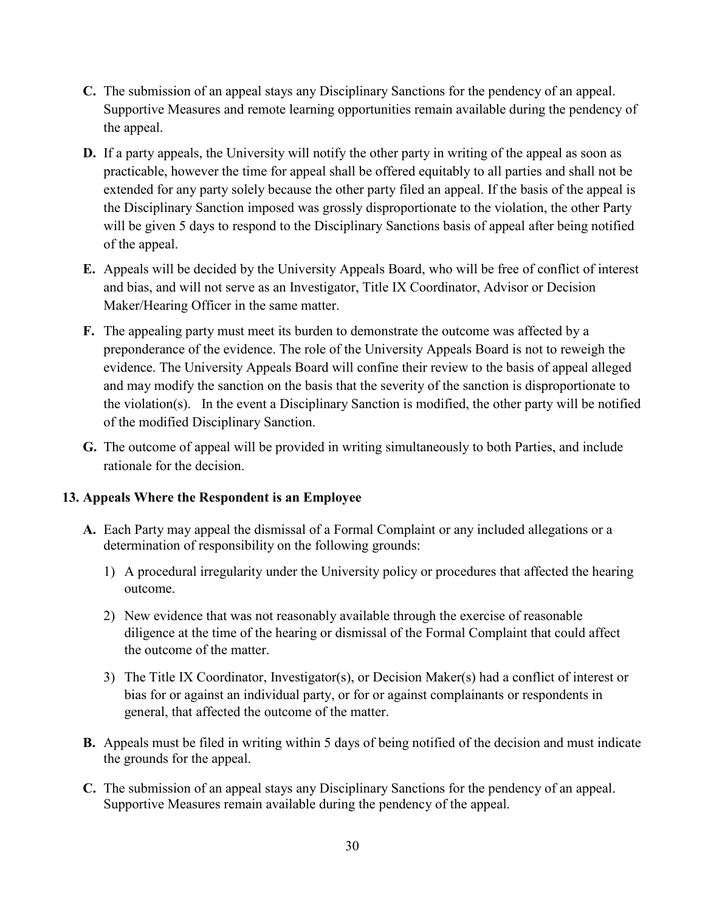**C.** The submission of an appeal stays any Disciplinary Sanctions for the pendency of an appeal. Supportive Measures and remote learning opportunities remain available during the pendency of the appeal.

**D.** If a party appeals, the University will notify the other party in writing of the appeal as soon as practicable, however the time for appeal shall be offered equitably to all parties and shall not be extended for any party solely because the other party filed an appeal. If the basis of the appeal is the Disciplinary Sanction imposed was grossly disproportionate to the violation, the other Party will be given 5 days to respond to the Disciplinary Sanctions basis of appeal after being notified of the appeal.

**E.** Appeals will be decided by the University Appeals Board, who will be free of conflict of interest and bias, and will not serve as an Investigator, Title IX Coordinator, Advisor or Decision Maker/Hearing Officer in the same matter.

**F.** The appealing party must meet its burden to demonstrate the outcome was affected by a preponderance of the evidence. The role of the University Appeals Board is not to reweigh the evidence. The University Appeals Board will confine their review to the basis of appeal alleged and may modify the sanction on the basis that the severity of the sanction is disproportionate to the violation(s). In the event a Disciplinary Sanction is modified, the other party will be notified of the modified Disciplinary Sanction.

**G.** The outcome of appeal will be provided in writing simultaneously to both Parties, and include rationale for the decision.

### 13. Appeals Where the Respondent is an Employee

**A.** Each Party may appeal the dismissal of a Formal Complaint or any included allegations or a determination of responsibility on the following grounds:

1) A procedural irregularity under the University policy or procedures that affected the hearing outcome.
2) New evidence that was not reasonably available through the exercise of reasonable diligence at the time of the hearing or dismissal of the Formal Complaint that could affect the outcome of the matter.
3) The Title IX Coordinator, Investigator(s), or Decision Maker(s) had a conflict of interest or bias for or against an individual party, or for or against complainants or respondents in general, that affected the outcome of the matter.

**B.** Appeals must be filed in writing within 5 days of being notified of the decision and must indicate the grounds for the appeal.

**C.** The submission of an appeal stays any Disciplinary Sanctions for the pendency of an appeal. Supportive Measures remain available during the pendency of the appeal.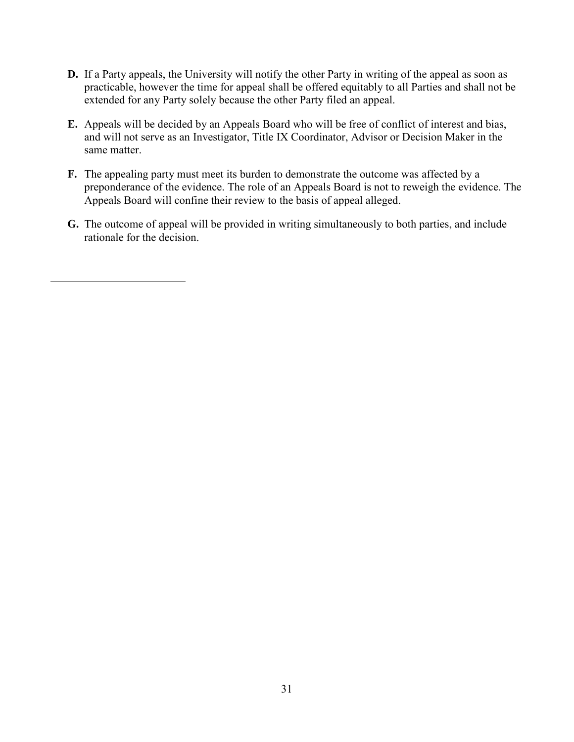**D.** If a Party appeals, the University will notify the other Party in writing of the appeal as soon as practicable, however the time for appeal shall be offered equitably to all Parties and shall not be extended for any Party solely because the other Party filed an appeal.

**E.** Appeals will be decided by an Appeals Board who will be free of conflict of interest and bias, and will not serve as an Investigator, Title IX Coordinator, Advisor or Decision Maker in the same matter.

**F.** The appealing party must meet its burden to demonstrate the outcome was affected by a preponderance of the evidence. The role of an Appeals Board is not to reweigh the evidence. The Appeals Board will confine their review to the basis of appeal alleged.

**G.** The outcome of appeal will be provided in writing simultaneously to both parties, and include rationale for the decision.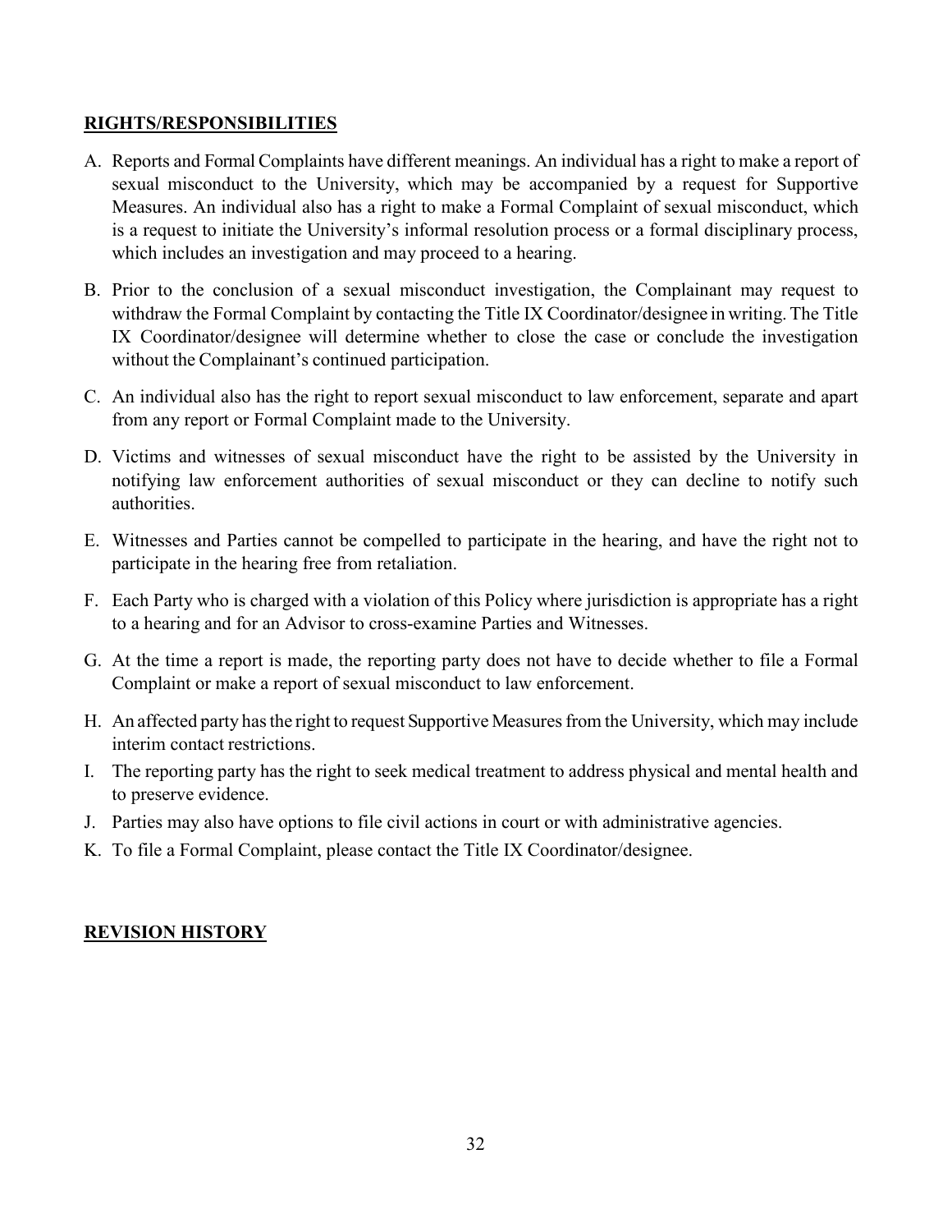## RIGHTS/RESPONSIBILITIES

A. Reports and Formal Complaints have different meanings. An individual has a right to make a report of sexual misconduct to the University, which may be accompanied by a request for Supportive Measures. An individual also has a right to make a Formal Complaint of sexual misconduct, which is a request to initiate the University's informal resolution process or a formal disciplinary process, which includes an investigation and may proceed to a hearing.

B. Prior to the conclusion of a sexual misconduct investigation, the Complainant may request to withdraw the Formal Complaint by contacting the Title IX Coordinator/designee in writing. The Title IX Coordinator/designee will determine whether to close the case or conclude the investigation without the Complainant's continued participation.

C. An individual also has the right to report sexual misconduct to law enforcement, separate and apart from any report or Formal Complaint made to the University.

D. Victims and witnesses of sexual misconduct have the right to be assisted by the University in notifying law enforcement authorities of sexual misconduct or they can decline to notify such authorities.

E. Witnesses and Parties cannot be compelled to participate in the hearing, and have the right not to participate in the hearing free from retaliation.

F. Each Party who is charged with a violation of this Policy where jurisdiction is appropriate has a right to a hearing and for an Advisor to cross-examine Parties and Witnesses.

G. At the time a report is made, the reporting party does not have to decide whether to file a Formal Complaint or make a report of sexual misconduct to law enforcement.

H. An affected party has the right to request Supportive Measures from the University, which may include interim contact restrictions.

I. The reporting party has the right to seek medical treatment to address physical and mental health and to preserve evidence.

J. Parties may also have options to file civil actions in court or with administrative agencies.

K. To file a Formal Complaint, please contact the Title IX Coordinator/designee.

## REVISION HISTORY